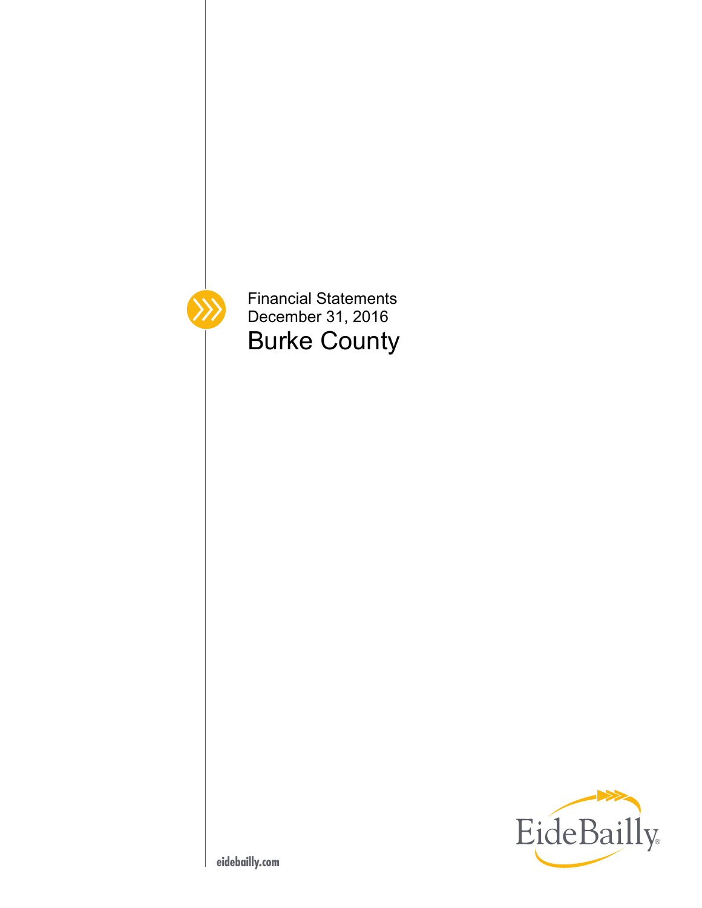Financial Statements
December 31, 2016

# Burke County

EideBailly

eidebailly.com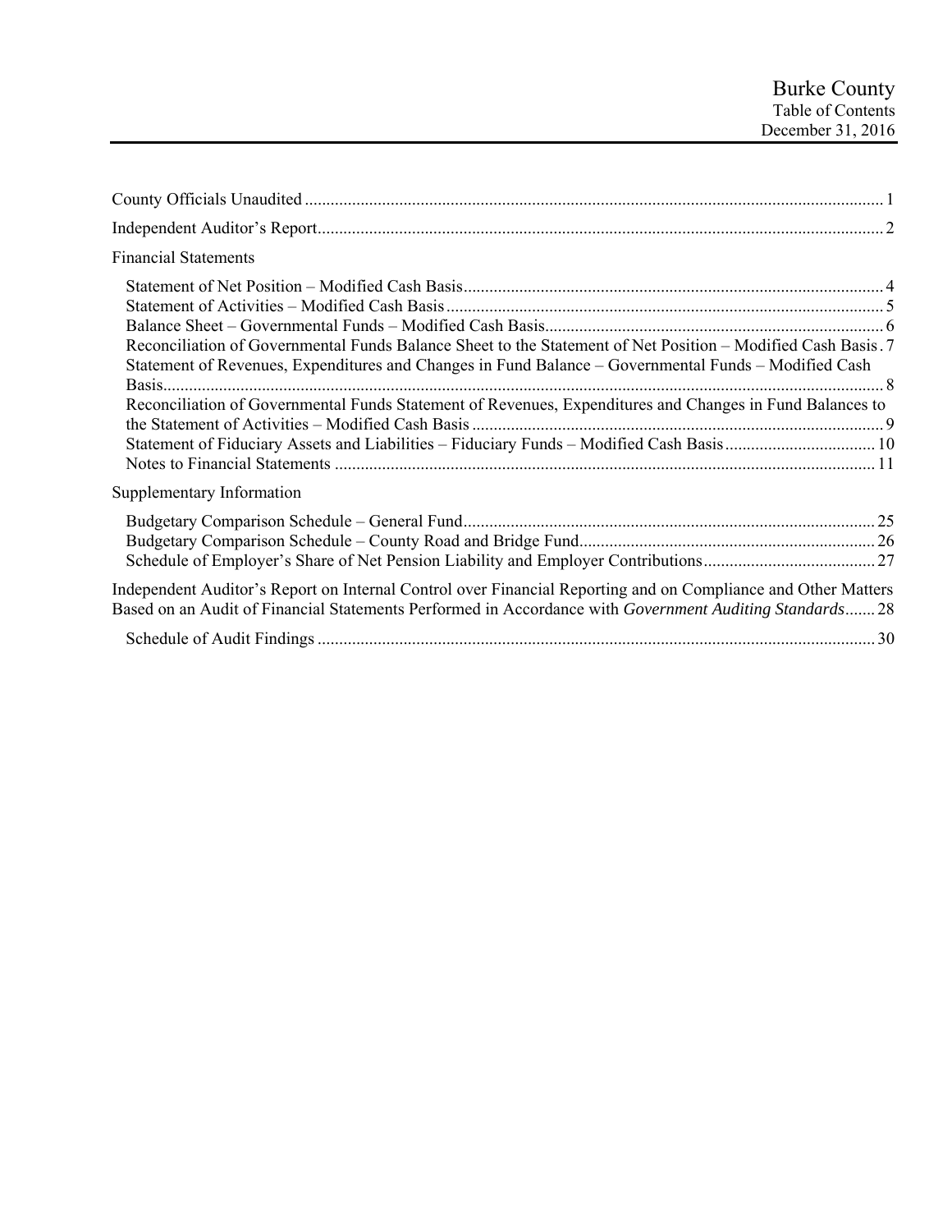# Burke County
## Table of Contents
### December 31, 2016

County Officials Unaudited ..... 1

Independent Auditor's Report ..... 2

Financial Statements

- Statement of Net Position – Modified Cash Basis ..... 4
- Statement of Activities – Modified Cash Basis ..... 5
- Balance Sheet – Governmental Funds – Modified Cash Basis ..... 6
- Reconciliation of Governmental Funds Balance Sheet to the Statement of Net Position – Modified Cash Basis ..... 7
- Statement of Revenues, Expenditures and Changes in Fund Balance – Governmental Funds – Modified Cash Basis ..... 8
- Reconciliation of Governmental Funds Statement of Revenues, Expenditures and Changes in Fund Balances to the Statement of Activities – Modified Cash Basis ..... 9
- Statement of Fiduciary Assets and Liabilities – Fiduciary Funds – Modified Cash Basis ..... 10
- Notes to Financial Statements ..... 11

Supplementary Information

- Budgetary Comparison Schedule – General Fund ..... 25
- Budgetary Comparison Schedule – County Road and Bridge Fund ..... 26
- Schedule of Employer's Share of Net Pension Liability and Employer Contributions ..... 27

Independent Auditor's Report on Internal Control over Financial Reporting and on Compliance and Other Matters Based on an Audit of Financial Statements Performed in Accordance with *Government Auditing Standards* ..... 28

- Schedule of Audit Findings ..... 30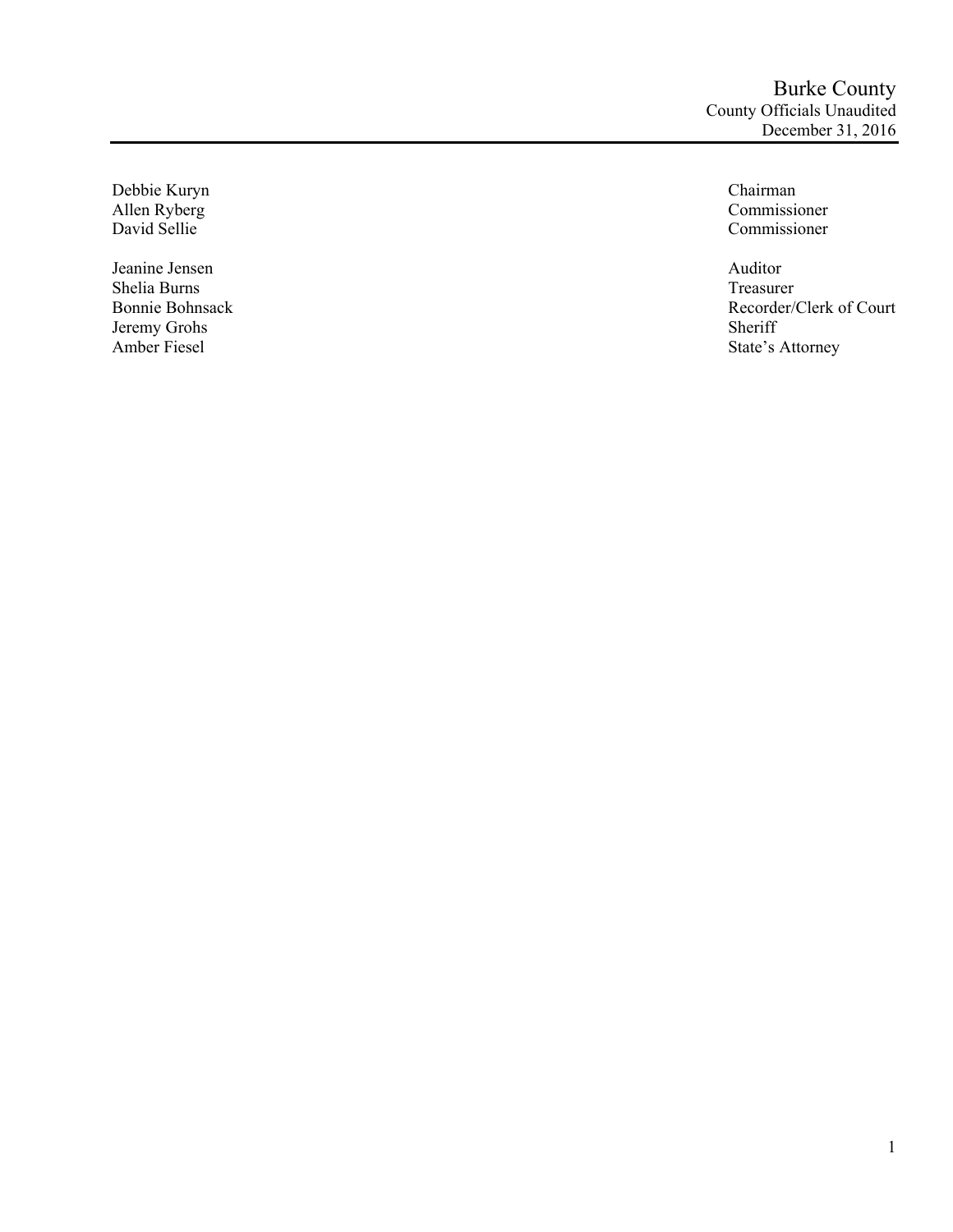# Burke County

## County Officials Unaudited

### December 31, 2016

| Name | Title |
| --- | --- |
| Debbie Kuryn | Chairman |
| Allen Ryberg | Commissioner |
| David Sellie | Commissioner |
| | |
| Jeanine Jensen | Auditor |
| Shelia Burns | Treasurer |
| Bonnie Bohnsack | Recorder/Clerk of Court |
| Jeremy Grohs | Sheriff |
| Amber Fiesel | State's Attorney |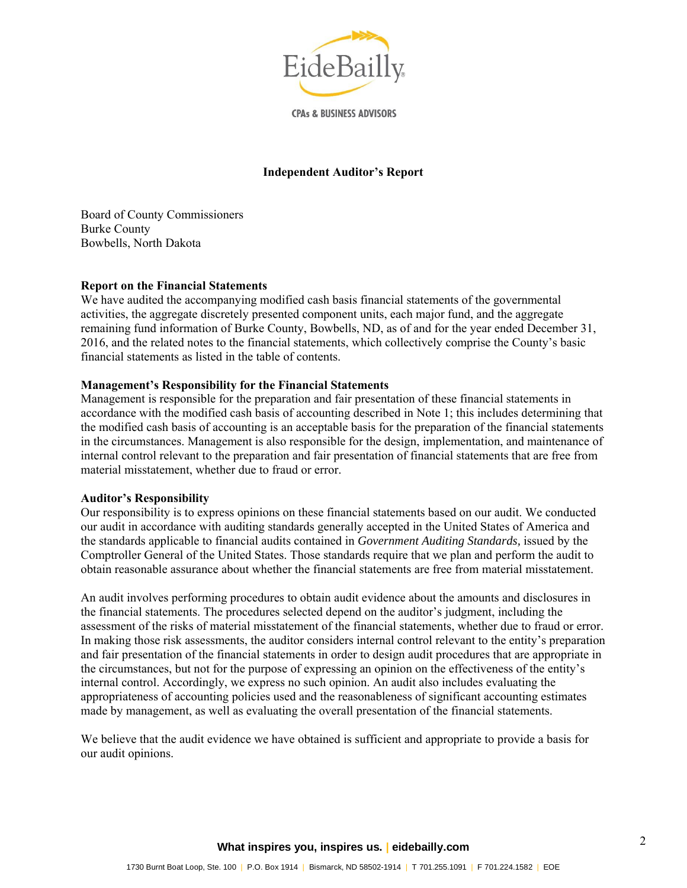**CPAs & BUSINESS ADVISORS**

## Independent Auditor's Report

Board of County Commissioners
Burke County
Bowbells, North Dakota

### Report on the Financial Statements

We have audited the accompanying modified cash basis financial statements of the governmental activities, the aggregate discretely presented component units, each major fund, and the aggregate remaining fund information of Burke County, Bowbells, ND, as of and for the year ended December 31, 2016, and the related notes to the financial statements, which collectively comprise the County's basic financial statements as listed in the table of contents.

### Management's Responsibility for the Financial Statements

Management is responsible for the preparation and fair presentation of these financial statements in accordance with the modified cash basis of accounting described in Note 1; this includes determining that the modified cash basis of accounting is an acceptable basis for the preparation of the financial statements in the circumstances. Management is also responsible for the design, implementation, and maintenance of internal control relevant to the preparation and fair presentation of financial statements that are free from material misstatement, whether due to fraud or error.

### Auditor's Responsibility

Our responsibility is to express opinions on these financial statements based on our audit. We conducted our audit in accordance with auditing standards generally accepted in the United States of America and the standards applicable to financial audits contained in *Government Auditing Standards,* issued by the Comptroller General of the United States. Those standards require that we plan and perform the audit to obtain reasonable assurance about whether the financial statements are free from material misstatement.

An audit involves performing procedures to obtain audit evidence about the amounts and disclosures in the financial statements. The procedures selected depend on the auditor's judgment, including the assessment of the risks of material misstatement of the financial statements, whether due to fraud or error. In making those risk assessments, the auditor considers internal control relevant to the entity's preparation and fair presentation of the financial statements in order to design audit procedures that are appropriate in the circumstances, but not for the purpose of expressing an opinion on the effectiveness of the entity's internal control. Accordingly, we express no such opinion. An audit also includes evaluating the appropriateness of accounting policies used and the reasonableness of significant accounting estimates made by management, as well as evaluating the overall presentation of the financial statements.

We believe that the audit evidence we have obtained is sufficient and appropriate to provide a basis for our audit opinions.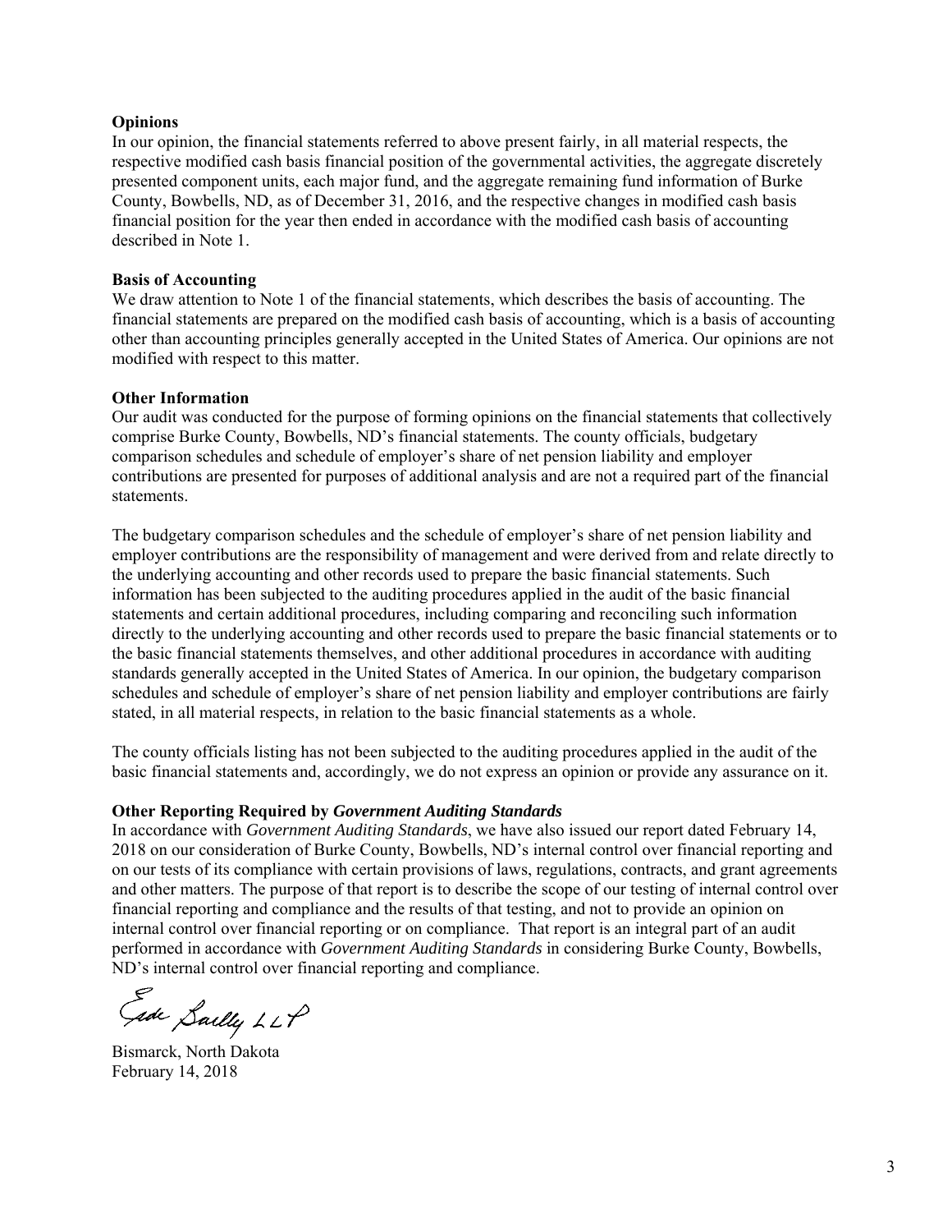**Opinions**

In our opinion, the financial statements referred to above present fairly, in all material respects, the respective modified cash basis financial position of the governmental activities, the aggregate discretely presented component units, each major fund, and the aggregate remaining fund information of Burke County, Bowbells, ND, as of December 31, 2016, and the respective changes in modified cash basis financial position for the year then ended in accordance with the modified cash basis of accounting described in Note 1.

**Basis of Accounting**

We draw attention to Note 1 of the financial statements, which describes the basis of accounting. The financial statements are prepared on the modified cash basis of accounting, which is a basis of accounting other than accounting principles generally accepted in the United States of America. Our opinions are not modified with respect to this matter.

**Other Information**

Our audit was conducted for the purpose of forming opinions on the financial statements that collectively comprise Burke County, Bowbells, ND's financial statements. The county officials, budgetary comparison schedules and schedule of employer's share of net pension liability and employer contributions are presented for purposes of additional analysis and are not a required part of the financial statements.

The budgetary comparison schedules and the schedule of employer's share of net pension liability and employer contributions are the responsibility of management and were derived from and relate directly to the underlying accounting and other records used to prepare the basic financial statements. Such information has been subjected to the auditing procedures applied in the audit of the basic financial statements and certain additional procedures, including comparing and reconciling such information directly to the underlying accounting and other records used to prepare the basic financial statements or to the basic financial statements themselves, and other additional procedures in accordance with auditing standards generally accepted in the United States of America. In our opinion, the budgetary comparison schedules and schedule of employer's share of net pension liability and employer contributions are fairly stated, in all material respects, in relation to the basic financial statements as a whole.

The county officials listing has not been subjected to the auditing procedures applied in the audit of the basic financial statements and, accordingly, we do not express an opinion or provide any assurance on it.

**Other Reporting Required by *Government Auditing Standards***

In accordance with *Government Auditing Standards*, we have also issued our report dated February 14, 2018 on our consideration of Burke County, Bowbells, ND's internal control over financial reporting and on our tests of its compliance with certain provisions of laws, regulations, contracts, and grant agreements and other matters. The purpose of that report is to describe the scope of our testing of internal control over financial reporting and compliance and the results of that testing, and not to provide an opinion on internal control over financial reporting or on compliance. That report is an integral part of an audit performed in accordance with *Government Auditing Standards* in considering Burke County, Bowbells, ND's internal control over financial reporting and compliance.

Eide Bailly LLP

Bismarck, North Dakota
February 14, 2018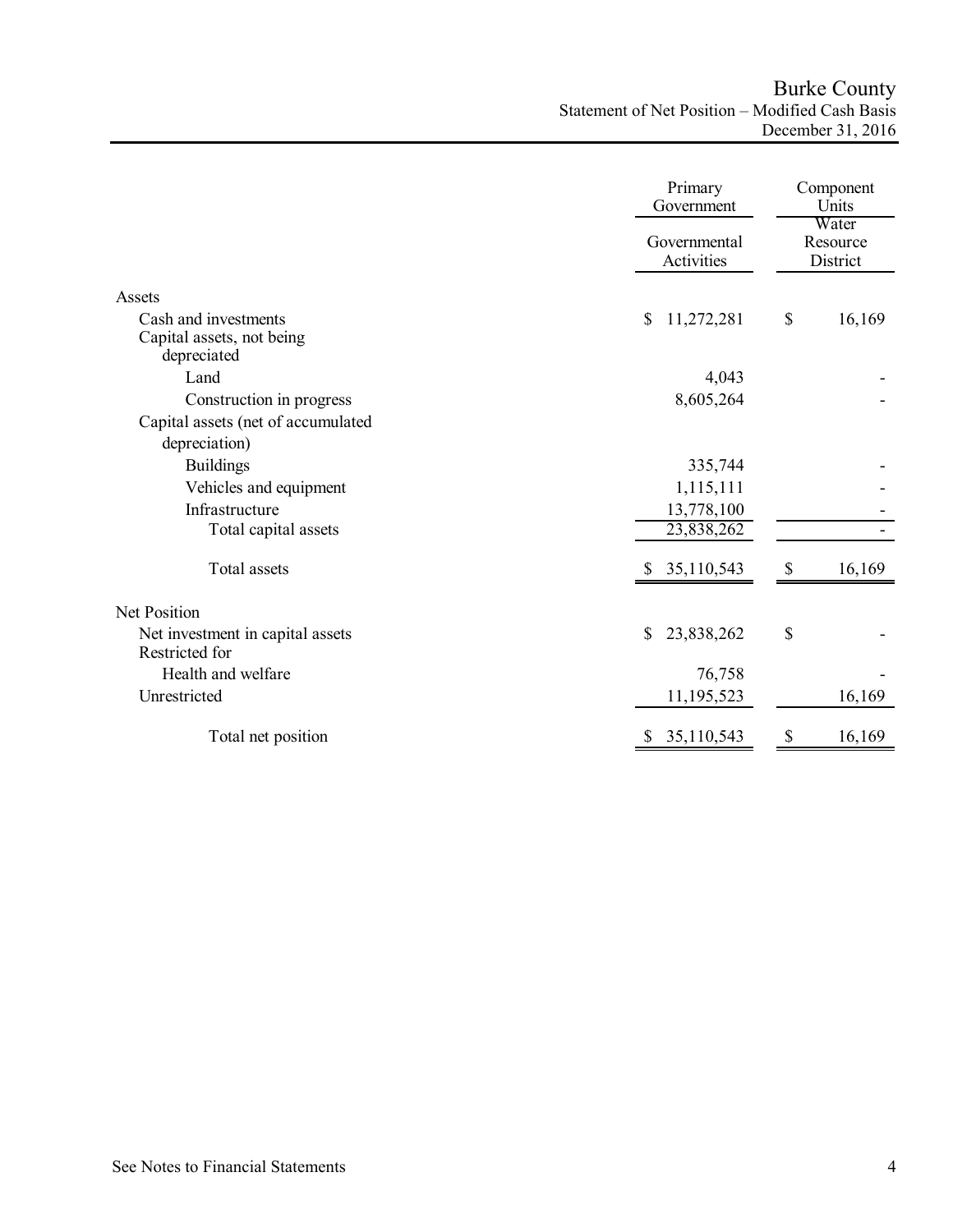# Burke County

## Statement of Net Position – Modified Cash Basis

### December 31, 2016

| | Primary Government | Component Units |
|---|---|---|
| | Governmental Activities | Water Resource District |
| **Assets** | | |
| Cash and investments | $ 11,272,281 | $ 16,169 |
| Capital assets, not being depreciated | | |
| Land | 4,043 | - |
| Construction in progress | 8,605,264 | - |
| Capital assets (net of accumulated depreciation) | | |
| Buildings | 335,744 | - |
| Vehicles and equipment | 1,115,111 | - |
| Infrastructure | 13,778,100 | - |
| Total capital assets | 23,838,262 | - |
| Total assets | $ 35,110,543 | $ 16,169 |
| **Net Position** | | |
| Net investment in capital assets | $ 23,838,262 | $ - |
| Restricted for | | |
| Health and welfare | 76,758 | - |
| Unrestricted | 11,195,523 | 16,169 |
| Total net position | $ 35,110,543 | $ 16,169 |

See Notes to Financial Statements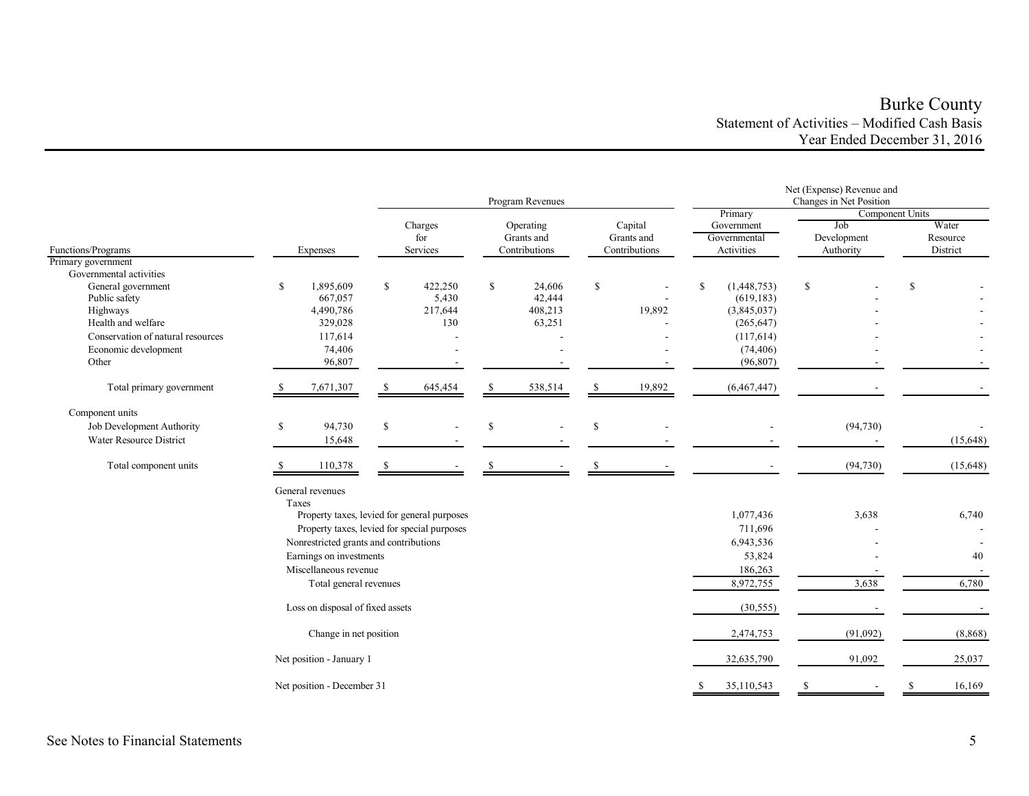# Burke County
## Statement of Activities – Modified Cash Basis
### Year Ended December 31, 2016

| Functions/Programs | Expenses | Program Revenues: Charges for Services | Program Revenues: Operating Grants and Contributions | Program Revenues: Capital Grants and Contributions | Net (Expense) Revenue and Changes in Net Position: Primary Government Governmental Activities | Component Units: Job Development Authority | Component Units: Water Resource District |
|---|---|---|---|---|---|---|---|
| Primary government | | | | | | | |
| Governmental activities | | | | | | | |
| General government | $ 1,895,609 | $ 422,250 | $ 24,606 | $ - | $ (1,448,753) | $ - | $ - |
| Public safety | 667,057 | 5,430 | 42,444 | - | (619,183) | - | - |
| Highways | 4,490,786 | 217,644 | 408,213 | 19,892 | (3,845,037) | - | - |
| Health and welfare | 329,028 | 130 | 63,251 | - | (265,647) | - | - |
| Conservation of natural resources | 117,614 | - | - | - | (117,614) | - | - |
| Economic development | 74,406 | - | - | - | (74,406) | - | - |
| Other | 96,807 | - | - | - | (96,807) | - | - |
| Total primary government | $ 7,671,307 | $ 645,454 | $ 538,514 | $ 19,892 | (6,467,447) | - | - |
| Component units | | | | | | | |
| Job Development Authority | $ 94,730 | $ - | $ - | $ - | - | (94,730) | - |
| Water Resource District | 15,648 | - | - | - | - | - | (15,648) |
| Total component units | $ 110,378 | $ - | $ - | $ - | - | (94,730) | (15,648) |
| General revenues | | | | | | | |
| Taxes | | | | | | | |
| Property taxes, levied for general purposes | | | | | 1,077,436 | 3,638 | 6,740 |
| Property taxes, levied for special purposes | | | | | 711,696 | - | - |
| Nonrestricted grants and contributions | | | | | 6,943,536 | - | - |
| Earnings on investments | | | | | 53,824 | - | 40 |
| Miscellaneous revenue | | | | | 186,263 | - | - |
| Total general revenues | | | | | 8,972,755 | 3,638 | 6,780 |
| Loss on disposal of fixed assets | | | | | (30,555) | - | - |
| Change in net position | | | | | 2,474,753 | (91,092) | (8,868) |
| Net position - January 1 | | | | | 32,635,790 | 91,092 | 25,037 |
| Net position - December 31 | | | | | $ 35,110,543 | $ - | $ 16,169 |

See Notes to Financial Statements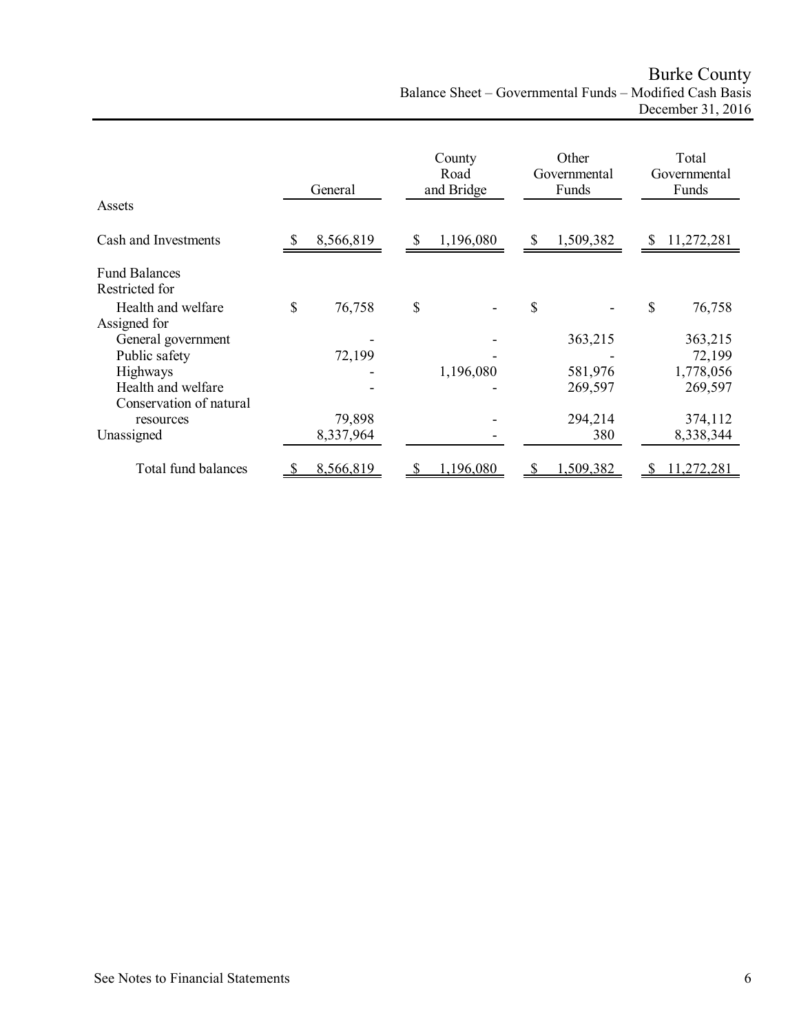# Burke County

## Balance Sheet – Governmental Funds – Modified Cash Basis

### December 31, 2016

| | General | County Road and Bridge | Other Governmental Funds | Total Governmental Funds |
|---|---|---|---|---|
| **Assets** | | | | |
| Cash and Investments | $ 8,566,819 | $ 1,196,080 | $ 1,509,382 | $ 11,272,281 |
| **Fund Balances** | | | | |
| Restricted for | | | | |
| Health and welfare | $ 76,758 | $ - | $ - | $ 76,758 |
| Assigned for | | | | |
| General government | - | - | 363,215 | 363,215 |
| Public safety | 72,199 | - | - | 72,199 |
| Highways | - | 1,196,080 | 581,976 | 1,778,056 |
| Health and welfare | - | - | 269,597 | 269,597 |
| Conservation of natural resources | 79,898 | - | 294,214 | 374,112 |
| Unassigned | 8,337,964 | - | 380 | 8,338,344 |
| Total fund balances | $ 8,566,819 | $ 1,196,080 | $ 1,509,382 | $ 11,272,281 |

See Notes to Financial Statements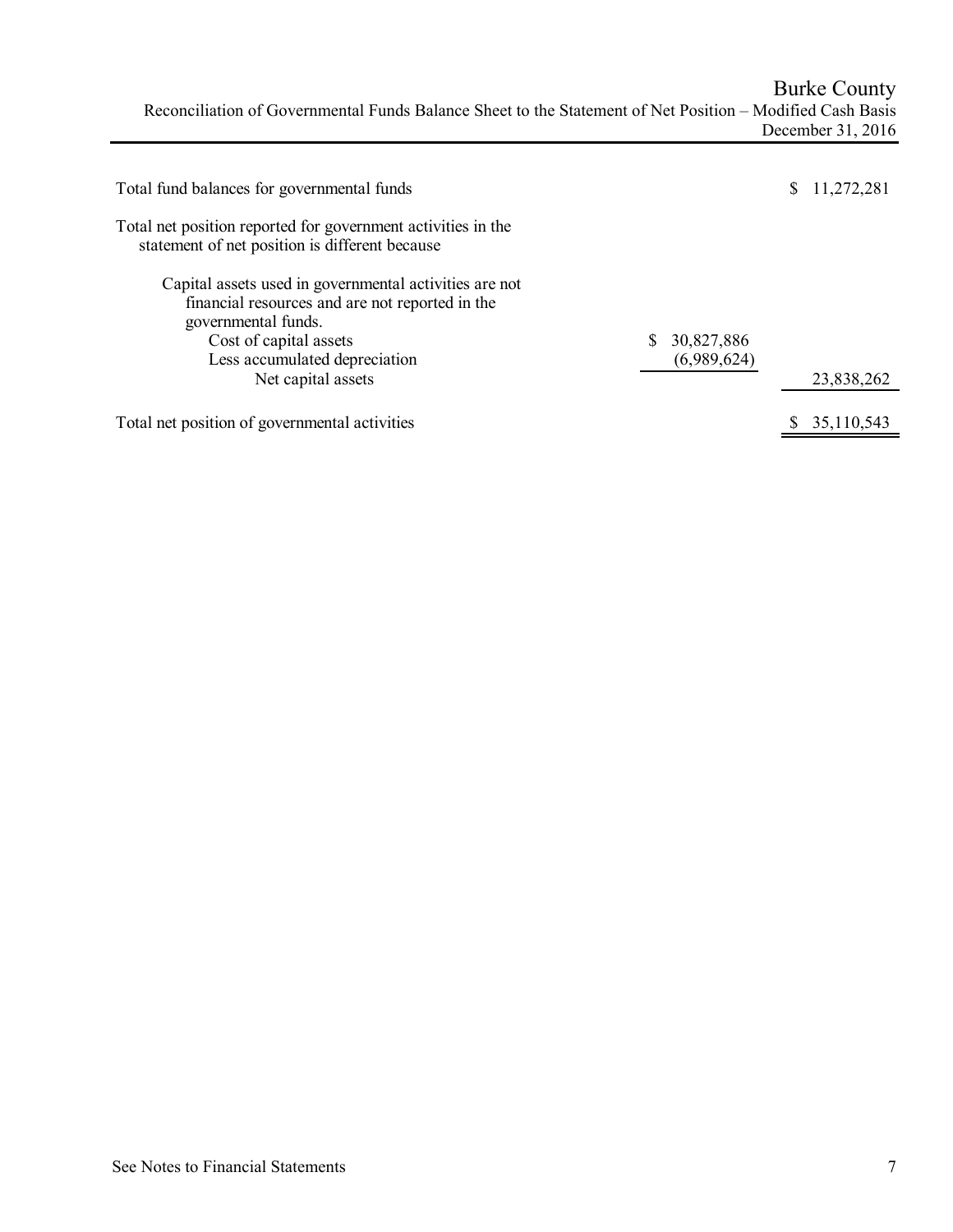# Burke County

## Reconciliation of Governmental Funds Balance Sheet to the Statement of Net Position – Modified Cash Basis

### December 31, 2016

| | | |
|---|---|---|
| Total fund balances for governmental funds | | $ 11,272,281 |
| Total net position reported for government activities in the statement of net position is different because | | |
| Capital assets used in governmental activities are not financial resources and are not reported in the governmental funds. | | |
| Cost of capital assets | $ 30,827,886 | |
| Less accumulated depreciation | (6,989,624) | |
| Net capital assets | | 23,838,262 |
| Total net position of governmental activities | | $ 35,110,543 |

See Notes to Financial Statements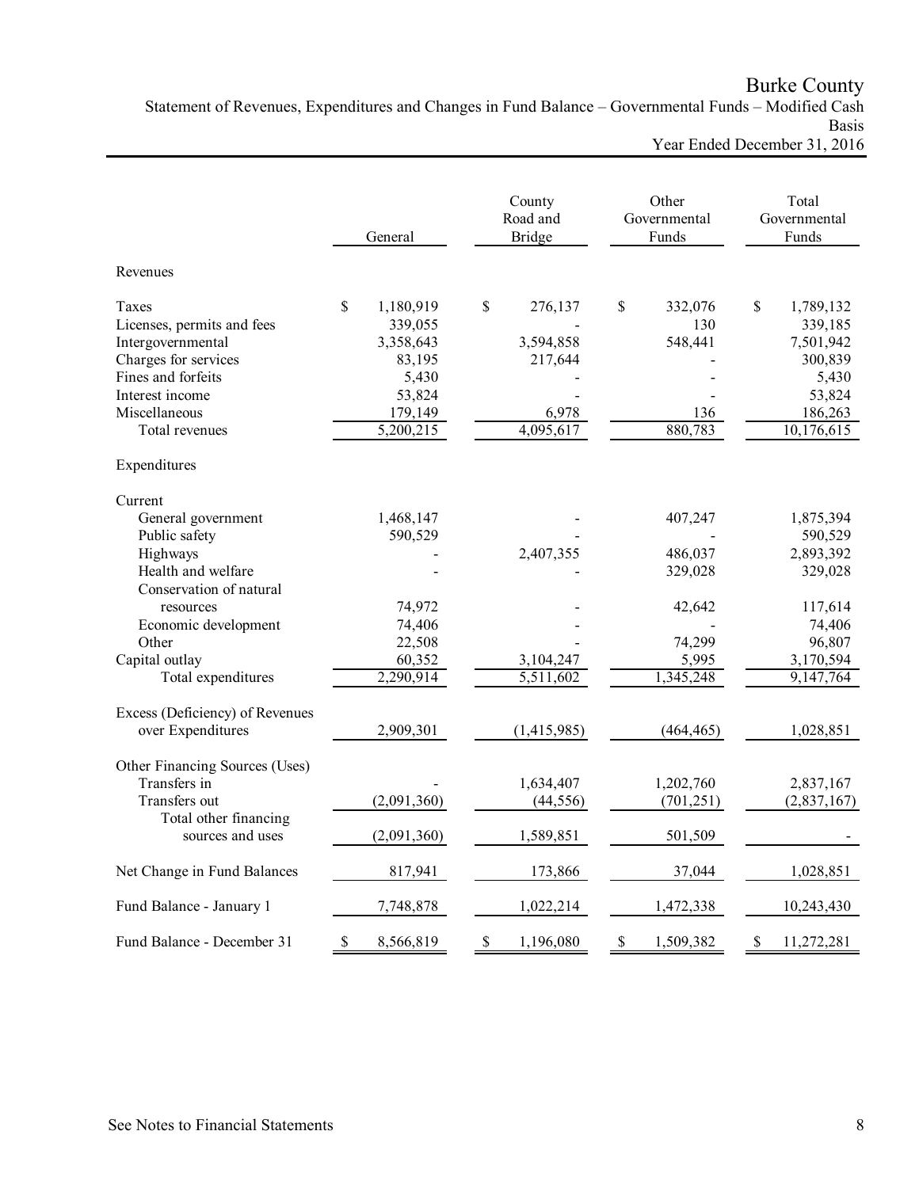# Burke County

## Statement of Revenues, Expenditures and Changes in Fund Balance – Governmental Funds – Modified Cash Basis

### Year Ended December 31, 2016

| | General | County Road and Bridge | Other Governmental Funds | Total Governmental Funds |
|---|---|---|---|---|
| **Revenues** | | | | |
| Taxes | $ 1,180,919 | $ 276,137 | $ 332,076 | $ 1,789,132 |
| Licenses, permits and fees | 339,055 | - | 130 | 339,185 |
| Intergovernmental | 3,358,643 | 3,594,858 | 548,441 | 7,501,942 |
| Charges for services | 83,195 | 217,644 | - | 300,839 |
| Fines and forfeits | 5,430 | - | - | 5,430 |
| Interest income | 53,824 | - | - | 53,824 |
| Miscellaneous | 179,149 | 6,978 | 136 | 186,263 |
| Total revenues | 5,200,215 | 4,095,617 | 880,783 | 10,176,615 |
| **Expenditures** | | | | |
| Current | | | | |
| General government | 1,468,147 | - | 407,247 | 1,875,394 |
| Public safety | 590,529 | - | - | 590,529 |
| Highways | - | 2,407,355 | 486,037 | 2,893,392 |
| Health and welfare | - | - | 329,028 | 329,028 |
| Conservation of natural resources | 74,972 | - | 42,642 | 117,614 |
| Economic development | 74,406 | - | - | 74,406 |
| Other | 22,508 | - | 74,299 | 96,807 |
| Capital outlay | 60,352 | 3,104,247 | 5,995 | 3,170,594 |
| Total expenditures | 2,290,914 | 5,511,602 | 1,345,248 | 9,147,764 |
| Excess (Deficiency) of Revenues over Expenditures | 2,909,301 | (1,415,985) | (464,465) | 1,028,851 |
| **Other Financing Sources (Uses)** | | | | |
| Transfers in | - | 1,634,407 | 1,202,760 | 2,837,167 |
| Transfers out | (2,091,360) | (44,556) | (701,251) | (2,837,167) |
| Total other financing sources and uses | (2,091,360) | 1,589,851 | 501,509 | - |
| Net Change in Fund Balances | 817,941 | 173,866 | 37,044 | 1,028,851 |
| Fund Balance - January 1 | 7,748,878 | 1,022,214 | 1,472,338 | 10,243,430 |
| Fund Balance - December 31 | $ 8,566,819 | $ 1,196,080 | $ 1,509,382 | $ 11,272,281 |

See Notes to Financial Statements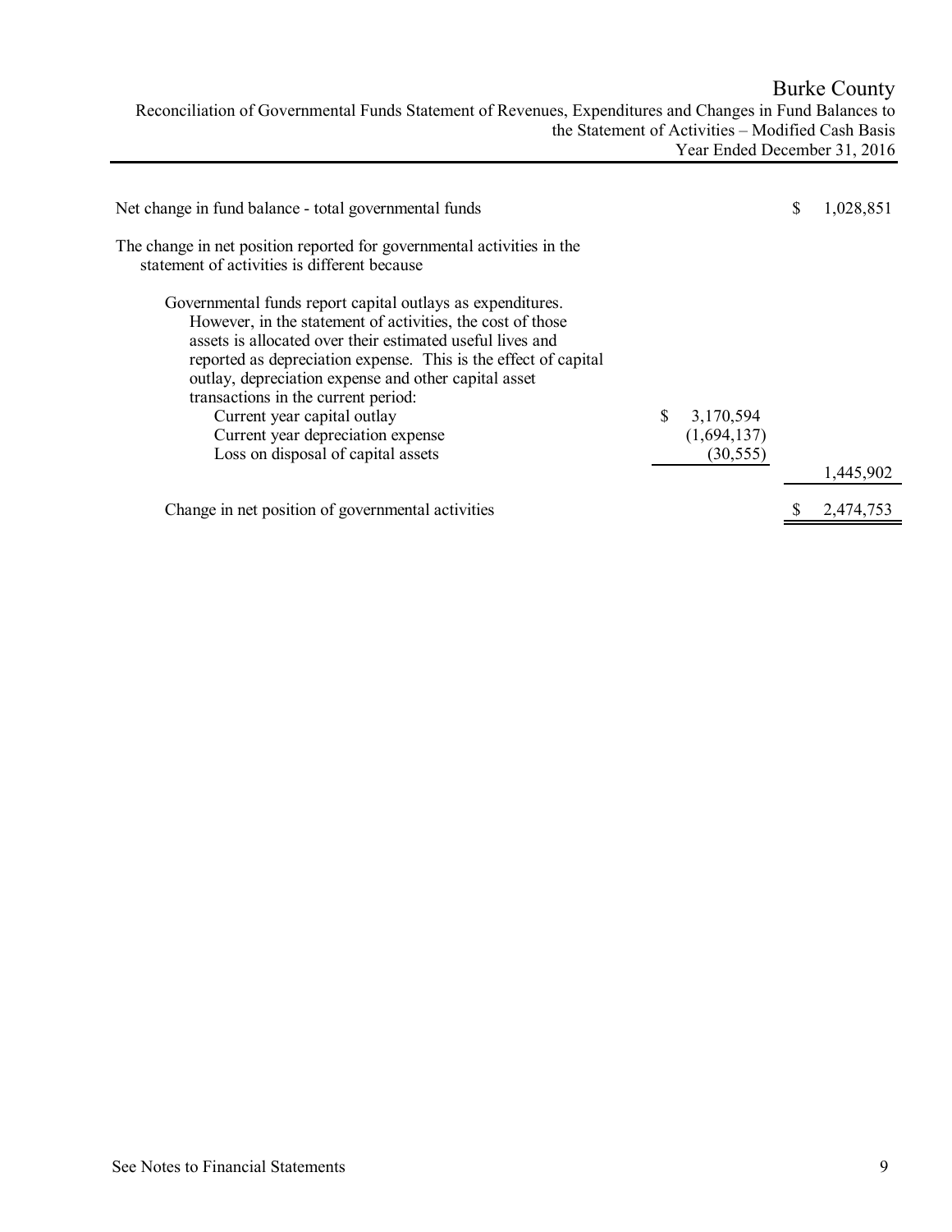# Burke County

## Reconciliation of Governmental Funds Statement of Revenues, Expenditures and Changes in Fund Balances to the Statement of Activities – Modified Cash Basis

### Year Ended December 31, 2016

| | | |
|---|---|---|
| Net change in fund balance - total governmental funds | | $ 1,028,851 |
| The change in net position reported for governmental activities in the statement of activities is different because | | |
| Governmental funds report capital outlays as expenditures. However, in the statement of activities, the cost of those assets is allocated over their estimated useful lives and reported as depreciation expense. This is the effect of capital outlay, depreciation expense and other capital asset transactions in the current period: | | |
| Current year capital outlay | $ 3,170,594 | |
| Current year depreciation expense | (1,694,137) | |
| Loss on disposal of capital assets | (30,555) | |
| | | 1,445,902 |
| Change in net position of governmental activities | | $ 2,474,753 |

See Notes to Financial Statements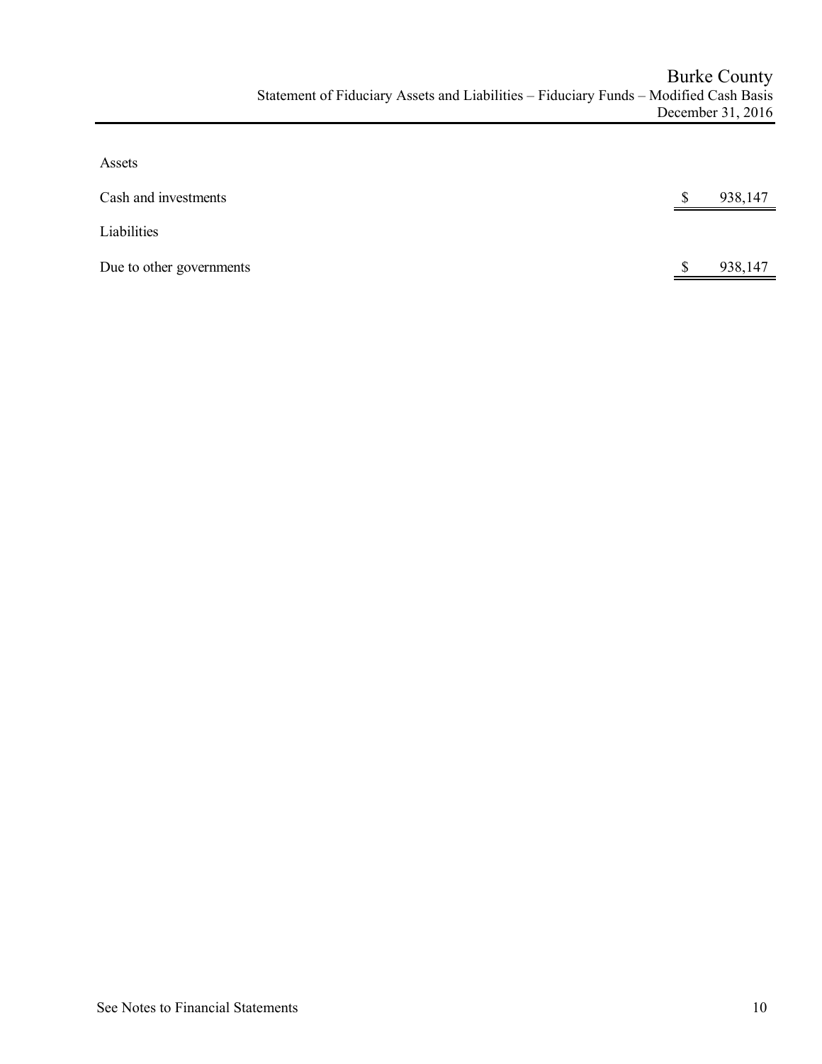# Burke County

## Statement of Fiduciary Assets and Liabilities – Fiduciary Funds – Modified Cash Basis

### December 31, 2016

| | |
|---|---|
| **Assets** | |
| Cash and investments | $ 938,147 |
| **Liabilities** | |
| Due to other governments | $ 938,147 |

See Notes to Financial Statements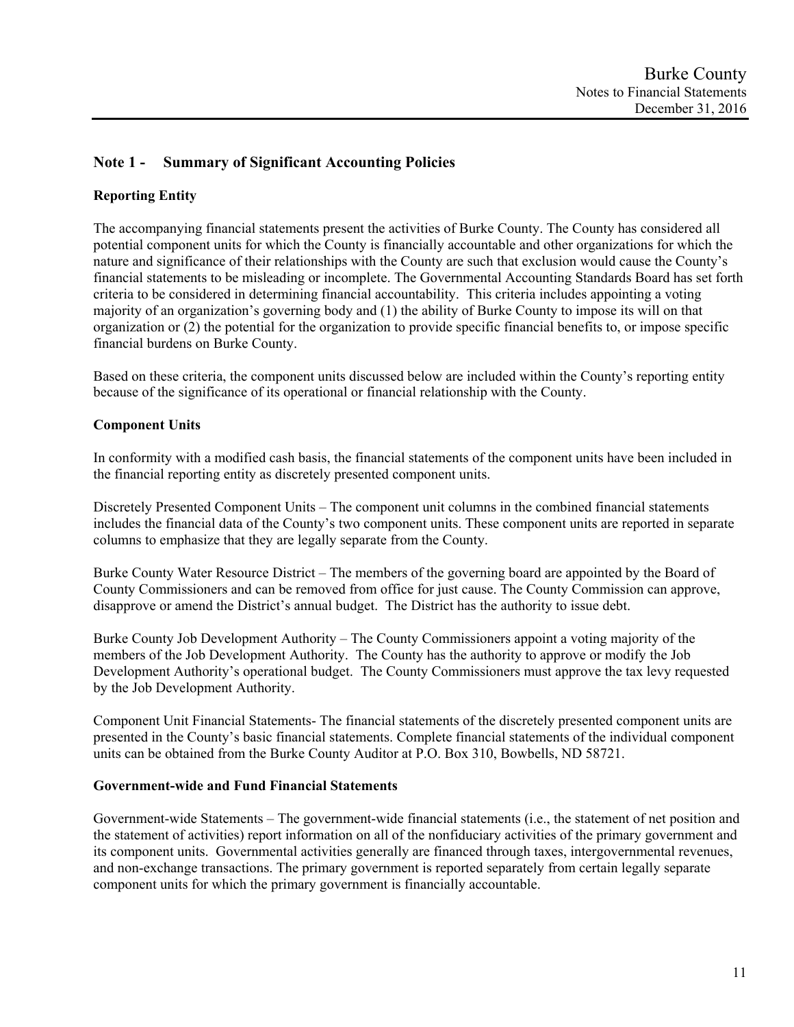## Note 1 - Summary of Significant Accounting Policies

### Reporting Entity

The accompanying financial statements present the activities of Burke County. The County has considered all potential component units for which the County is financially accountable and other organizations for which the nature and significance of their relationships with the County are such that exclusion would cause the County's financial statements to be misleading or incomplete. The Governmental Accounting Standards Board has set forth criteria to be considered in determining financial accountability. This criteria includes appointing a voting majority of an organization's governing body and (1) the ability of Burke County to impose its will on that organization or (2) the potential for the organization to provide specific financial benefits to, or impose specific financial burdens on Burke County.

Based on these criteria, the component units discussed below are included within the County's reporting entity because of the significance of its operational or financial relationship with the County.

### Component Units

In conformity with a modified cash basis, the financial statements of the component units have been included in the financial reporting entity as discretely presented component units.

Discretely Presented Component Units – The component unit columns in the combined financial statements includes the financial data of the County's two component units. These component units are reported in separate columns to emphasize that they are legally separate from the County.

Burke County Water Resource District – The members of the governing board are appointed by the Board of County Commissioners and can be removed from office for just cause. The County Commission can approve, disapprove or amend the District's annual budget. The District has the authority to issue debt.

Burke County Job Development Authority – The County Commissioners appoint a voting majority of the members of the Job Development Authority. The County has the authority to approve or modify the Job Development Authority's operational budget. The County Commissioners must approve the tax levy requested by the Job Development Authority.

Component Unit Financial Statements- The financial statements of the discretely presented component units are presented in the County's basic financial statements. Complete financial statements of the individual component units can be obtained from the Burke County Auditor at P.O. Box 310, Bowbells, ND 58721.

### Government-wide and Fund Financial Statements

Government-wide Statements – The government-wide financial statements (i.e., the statement of net position and the statement of activities) report information on all of the nonfiduciary activities of the primary government and its component units. Governmental activities generally are financed through taxes, intergovernmental revenues, and non-exchange transactions. The primary government is reported separately from certain legally separate component units for which the primary government is financially accountable.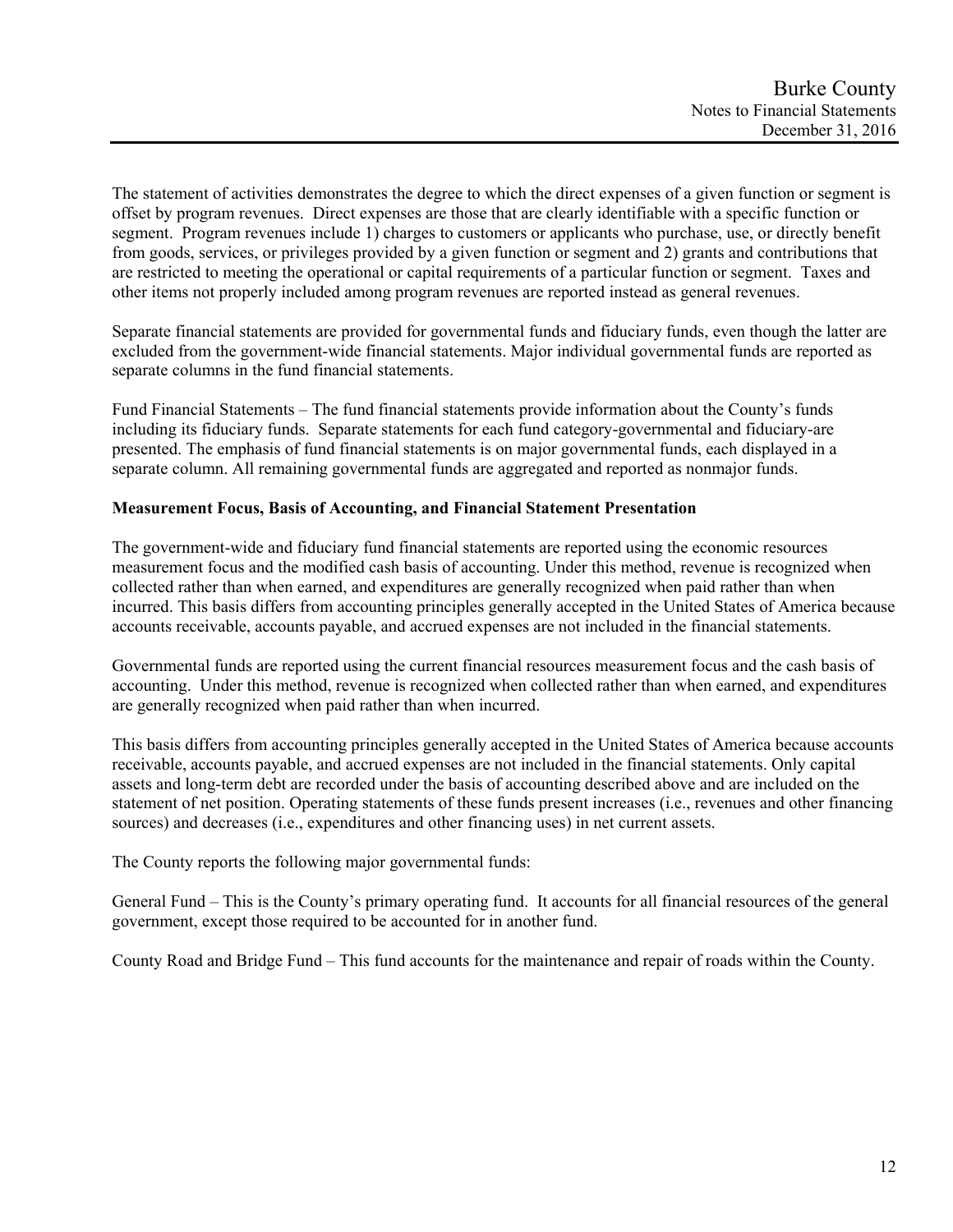The statement of activities demonstrates the degree to which the direct expenses of a given function or segment is offset by program revenues. Direct expenses are those that are clearly identifiable with a specific function or segment. Program revenues include 1) charges to customers or applicants who purchase, use, or directly benefit from goods, services, or privileges provided by a given function or segment and 2) grants and contributions that are restricted to meeting the operational or capital requirements of a particular function or segment. Taxes and other items not properly included among program revenues are reported instead as general revenues.

Separate financial statements are provided for governmental funds and fiduciary funds, even though the latter are excluded from the government-wide financial statements. Major individual governmental funds are reported as separate columns in the fund financial statements.

Fund Financial Statements – The fund financial statements provide information about the County's funds including its fiduciary funds. Separate statements for each fund category-governmental and fiduciary-are presented. The emphasis of fund financial statements is on major governmental funds, each displayed in a separate column. All remaining governmental funds are aggregated and reported as nonmajor funds.

**Measurement Focus, Basis of Accounting, and Financial Statement Presentation**

The government-wide and fiduciary fund financial statements are reported using the economic resources measurement focus and the modified cash basis of accounting. Under this method, revenue is recognized when collected rather than when earned, and expenditures are generally recognized when paid rather than when incurred. This basis differs from accounting principles generally accepted in the United States of America because accounts receivable, accounts payable, and accrued expenses are not included in the financial statements.

Governmental funds are reported using the current financial resources measurement focus and the cash basis of accounting. Under this method, revenue is recognized when collected rather than when earned, and expenditures are generally recognized when paid rather than when incurred.

This basis differs from accounting principles generally accepted in the United States of America because accounts receivable, accounts payable, and accrued expenses are not included in the financial statements. Only capital assets and long-term debt are recorded under the basis of accounting described above and are included on the statement of net position. Operating statements of these funds present increases (i.e., revenues and other financing sources) and decreases (i.e., expenditures and other financing uses) in net current assets.

The County reports the following major governmental funds:

General Fund – This is the County's primary operating fund. It accounts for all financial resources of the general government, except those required to be accounted for in another fund.

County Road and Bridge Fund – This fund accounts for the maintenance and repair of roads within the County.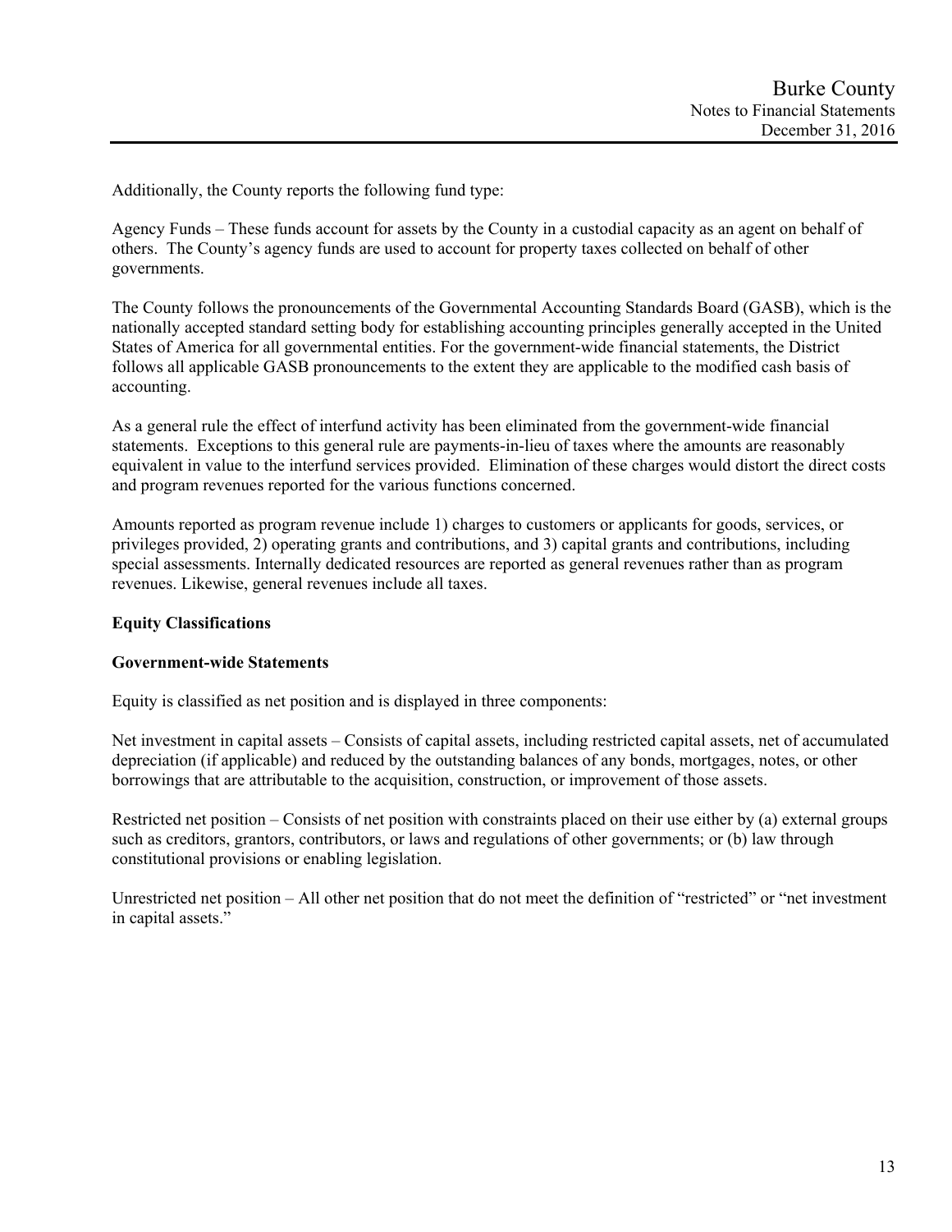Additionally, the County reports the following fund type:

Agency Funds – These funds account for assets by the County in a custodial capacity as an agent on behalf of others. The County's agency funds are used to account for property taxes collected on behalf of other governments.

The County follows the pronouncements of the Governmental Accounting Standards Board (GASB), which is the nationally accepted standard setting body for establishing accounting principles generally accepted in the United States of America for all governmental entities. For the government-wide financial statements, the District follows all applicable GASB pronouncements to the extent they are applicable to the modified cash basis of accounting.

As a general rule the effect of interfund activity has been eliminated from the government-wide financial statements. Exceptions to this general rule are payments-in-lieu of taxes where the amounts are reasonably equivalent in value to the interfund services provided. Elimination of these charges would distort the direct costs and program revenues reported for the various functions concerned.

Amounts reported as program revenue include 1) charges to customers or applicants for goods, services, or privileges provided, 2) operating grants and contributions, and 3) capital grants and contributions, including special assessments. Internally dedicated resources are reported as general revenues rather than as program revenues. Likewise, general revenues include all taxes.

**Equity Classifications**

**Government-wide Statements**

Equity is classified as net position and is displayed in three components:

Net investment in capital assets – Consists of capital assets, including restricted capital assets, net of accumulated depreciation (if applicable) and reduced by the outstanding balances of any bonds, mortgages, notes, or other borrowings that are attributable to the acquisition, construction, or improvement of those assets.

Restricted net position – Consists of net position with constraints placed on their use either by (a) external groups such as creditors, grantors, contributors, or laws and regulations of other governments; or (b) law through constitutional provisions or enabling legislation.

Unrestricted net position – All other net position that do not meet the definition of "restricted" or "net investment in capital assets."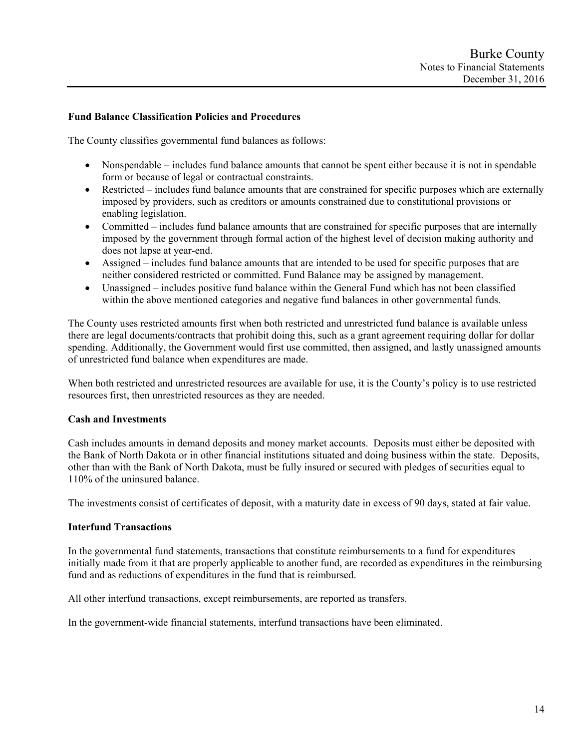### Fund Balance Classification Policies and Procedures

The County classifies governmental fund balances as follows:

- Nonspendable – includes fund balance amounts that cannot be spent either because it is not in spendable form or because of legal or contractual constraints.
- Restricted – includes fund balance amounts that are constrained for specific purposes which are externally imposed by providers, such as creditors or amounts constrained due to constitutional provisions or enabling legislation.
- Committed – includes fund balance amounts that are constrained for specific purposes that are internally imposed by the government through formal action of the highest level of decision making authority and does not lapse at year-end.
- Assigned – includes fund balance amounts that are intended to be used for specific purposes that are neither considered restricted or committed. Fund Balance may be assigned by management.
- Unassigned – includes positive fund balance within the General Fund which has not been classified within the above mentioned categories and negative fund balances in other governmental funds.

The County uses restricted amounts first when both restricted and unrestricted fund balance is available unless there are legal documents/contracts that prohibit doing this, such as a grant agreement requiring dollar for dollar spending. Additionally, the Government would first use committed, then assigned, and lastly unassigned amounts of unrestricted fund balance when expenditures are made.

When both restricted and unrestricted resources are available for use, it is the County's policy is to use restricted resources first, then unrestricted resources as they are needed.

### Cash and Investments

Cash includes amounts in demand deposits and money market accounts. Deposits must either be deposited with the Bank of North Dakota or in other financial institutions situated and doing business within the state. Deposits, other than with the Bank of North Dakota, must be fully insured or secured with pledges of securities equal to 110% of the uninsured balance.

The investments consist of certificates of deposit, with a maturity date in excess of 90 days, stated at fair value.

### Interfund Transactions

In the governmental fund statements, transactions that constitute reimbursements to a fund for expenditures initially made from it that are properly applicable to another fund, are recorded as expenditures in the reimbursing fund and as reductions of expenditures in the fund that is reimbursed.

All other interfund transactions, except reimbursements, are reported as transfers.

In the government-wide financial statements, interfund transactions have been eliminated.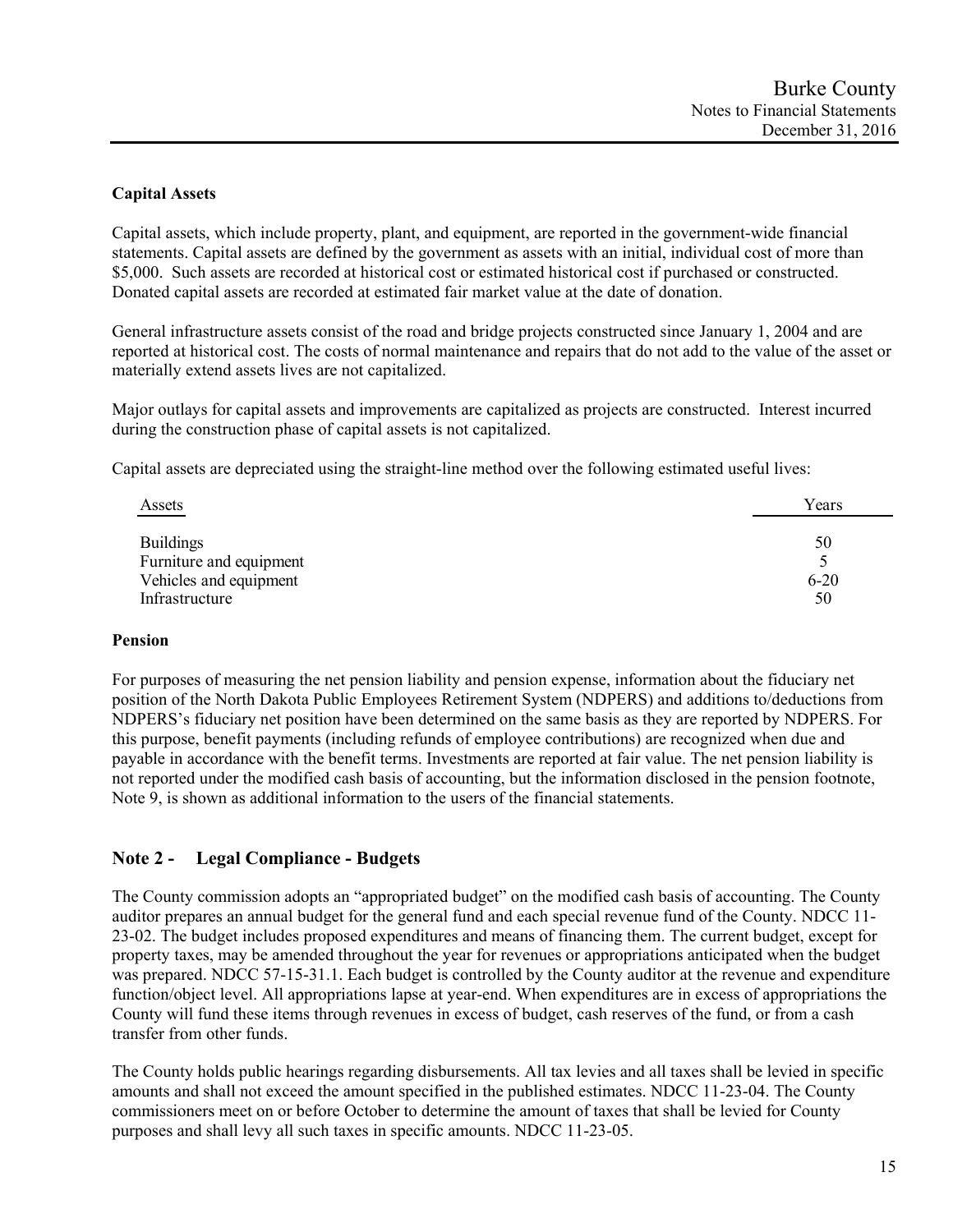### Capital Assets

Capital assets, which include property, plant, and equipment, are reported in the government-wide financial statements. Capital assets are defined by the government as assets with an initial, individual cost of more than $5,000. Such assets are recorded at historical cost or estimated historical cost if purchased or constructed. Donated capital assets are recorded at estimated fair market value at the date of donation.

General infrastructure assets consist of the road and bridge projects constructed since January 1, 2004 and are reported at historical cost. The costs of normal maintenance and repairs that do not add to the value of the asset or materially extend assets lives are not capitalized.

Major outlays for capital assets and improvements are capitalized as projects are constructed. Interest incurred during the construction phase of capital assets is not capitalized.

Capital assets are depreciated using the straight-line method over the following estimated useful lives:

| Assets | Years |
| --- | --- |
| Buildings | 50 |
| Furniture and equipment | 5 |
| Vehicles and equipment | 6-20 |
| Infrastructure | 50 |

### Pension

For purposes of measuring the net pension liability and pension expense, information about the fiduciary net position of the North Dakota Public Employees Retirement System (NDPERS) and additions to/deductions from NDPERS's fiduciary net position have been determined on the same basis as they are reported by NDPERS. For this purpose, benefit payments (including refunds of employee contributions) are recognized when due and payable in accordance with the benefit terms. Investments are reported at fair value. The net pension liability is not reported under the modified cash basis of accounting, but the information disclosed in the pension footnote, Note 9, is shown as additional information to the users of the financial statements.

## Note 2 - Legal Compliance - Budgets

The County commission adopts an "appropriated budget" on the modified cash basis of accounting. The County auditor prepares an annual budget for the general fund and each special revenue fund of the County. NDCC 11-23-02. The budget includes proposed expenditures and means of financing them. The current budget, except for property taxes, may be amended throughout the year for revenues or appropriations anticipated when the budget was prepared. NDCC 57-15-31.1. Each budget is controlled by the County auditor at the revenue and expenditure function/object level. All appropriations lapse at year-end. When expenditures are in excess of appropriations the County will fund these items through revenues in excess of budget, cash reserves of the fund, or from a cash transfer from other funds.

The County holds public hearings regarding disbursements. All tax levies and all taxes shall be levied in specific amounts and shall not exceed the amount specified in the published estimates. NDCC 11-23-04. The County commissioners meet on or before October to determine the amount of taxes that shall be levied for County purposes and shall levy all such taxes in specific amounts. NDCC 11-23-05.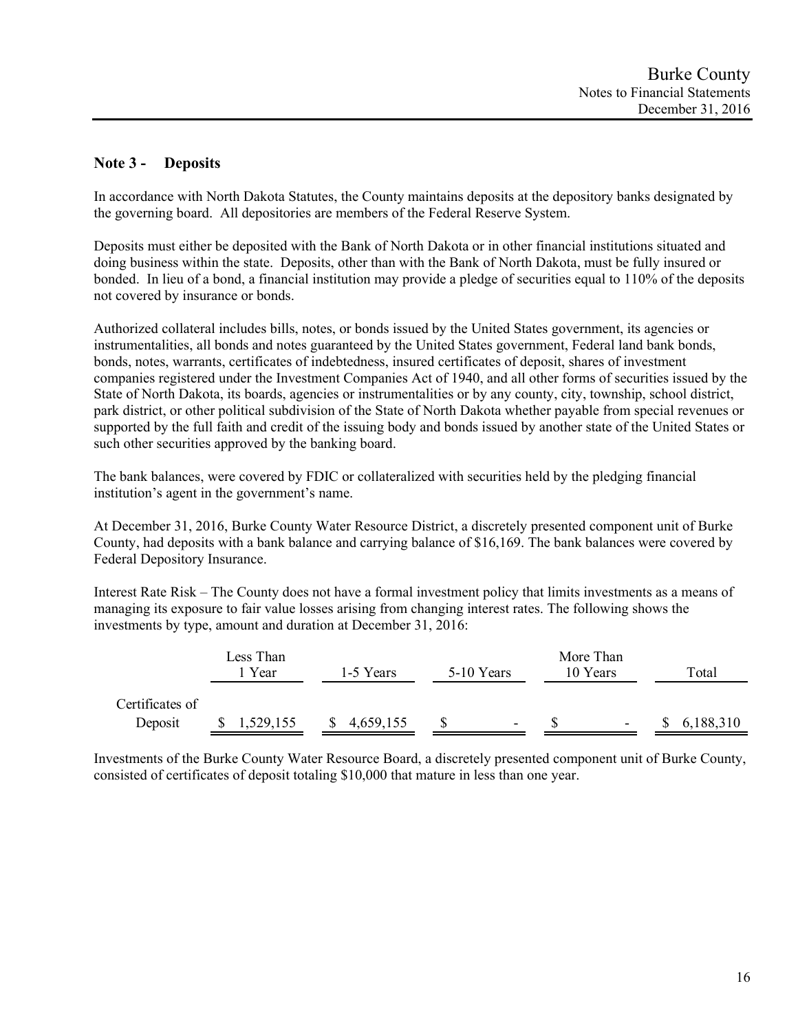## Note 3 - Deposits

In accordance with North Dakota Statutes, the County maintains deposits at the depository banks designated by the governing board. All depositories are members of the Federal Reserve System.

Deposits must either be deposited with the Bank of North Dakota or in other financial institutions situated and doing business within the state. Deposits, other than with the Bank of North Dakota, must be fully insured or bonded. In lieu of a bond, a financial institution may provide a pledge of securities equal to 110% of the deposits not covered by insurance or bonds.

Authorized collateral includes bills, notes, or bonds issued by the United States government, its agencies or instrumentalities, all bonds and notes guaranteed by the United States government, Federal land bank bonds, bonds, notes, warrants, certificates of indebtedness, insured certificates of deposit, shares of investment companies registered under the Investment Companies Act of 1940, and all other forms of securities issued by the State of North Dakota, its boards, agencies or instrumentalities or by any county, city, township, school district, park district, or other political subdivision of the State of North Dakota whether payable from special revenues or supported by the full faith and credit of the issuing body and bonds issued by another state of the United States or such other securities approved by the banking board.

The bank balances, were covered by FDIC or collateralized with securities held by the pledging financial institution's agent in the government's name.

At December 31, 2016, Burke County Water Resource District, a discretely presented component unit of Burke County, had deposits with a bank balance and carrying balance of $16,169. The bank balances were covered by Federal Depository Insurance.

Interest Rate Risk – The County does not have a formal investment policy that limits investments as a means of managing its exposure to fair value losses arising from changing interest rates. The following shows the investments by type, amount and duration at December 31, 2016:

| | Less Than 1 Year | 1-5 Years | 5-10 Years | More Than 10 Years | Total |
|---|---|---|---|---|---|
| Certificates of Deposit | $ 1,529,155 | $ 4,659,155 | $ - | $ - | $ 6,188,310 |

Investments of the Burke County Water Resource Board, a discretely presented component unit of Burke County, consisted of certificates of deposit totaling $10,000 that mature in less than one year.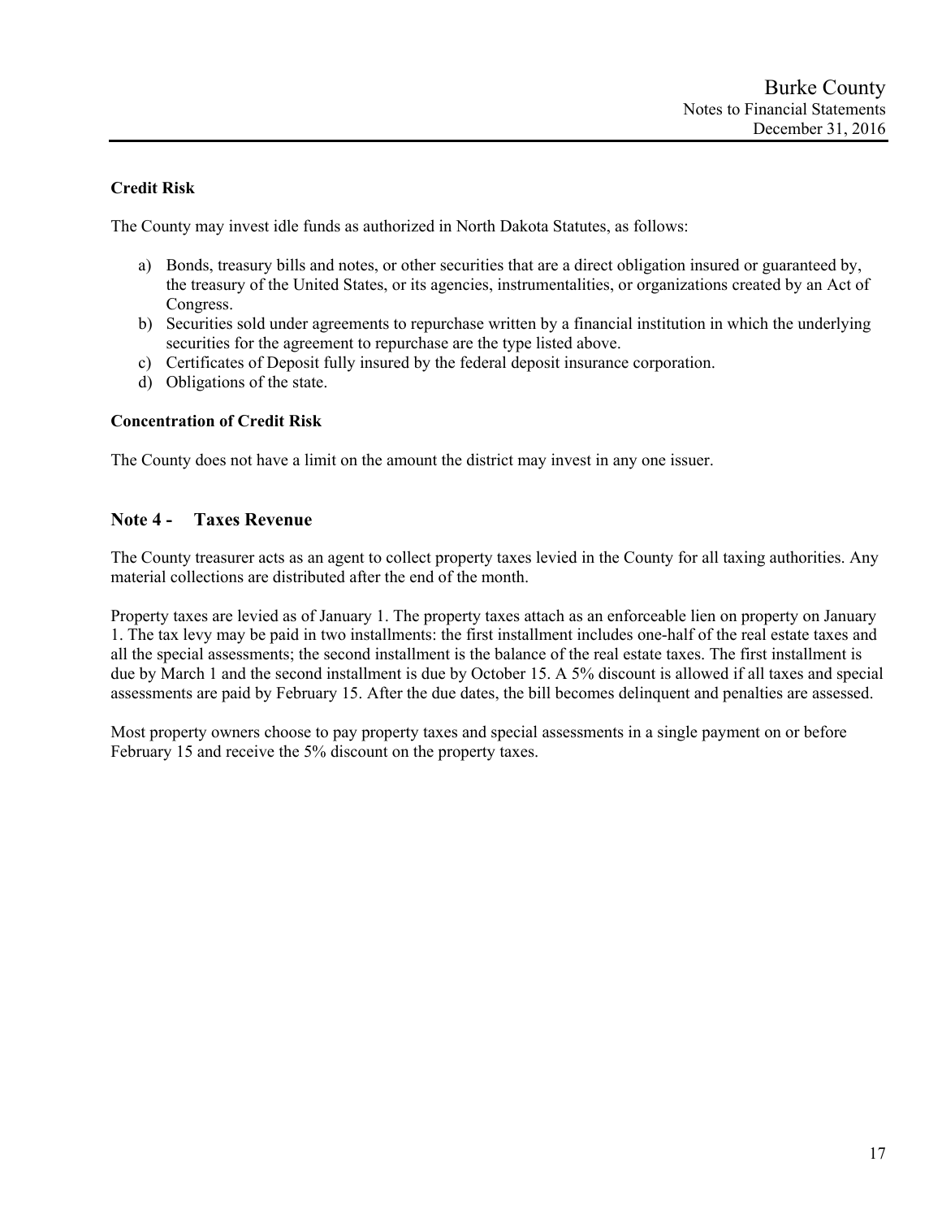### Credit Risk

The County may invest idle funds as authorized in North Dakota Statutes, as follows:

a) Bonds, treasury bills and notes, or other securities that are a direct obligation insured or guaranteed by, the treasury of the United States, or its agencies, instrumentalities, or organizations created by an Act of Congress.
b) Securities sold under agreements to repurchase written by a financial institution in which the underlying securities for the agreement to repurchase are the type listed above.
c) Certificates of Deposit fully insured by the federal deposit insurance corporation.
d) Obligations of the state.

### Concentration of Credit Risk

The County does not have a limit on the amount the district may invest in any one issuer.

## Note 4 - Taxes Revenue

The County treasurer acts as an agent to collect property taxes levied in the County for all taxing authorities. Any material collections are distributed after the end of the month.

Property taxes are levied as of January 1. The property taxes attach as an enforceable lien on property on January 1. The tax levy may be paid in two installments: the first installment includes one-half of the real estate taxes and all the special assessments; the second installment is the balance of the real estate taxes. The first installment is due by March 1 and the second installment is due by October 15. A 5% discount is allowed if all taxes and special assessments are paid by February 15. After the due dates, the bill becomes delinquent and penalties are assessed.

Most property owners choose to pay property taxes and special assessments in a single payment on or before February 15 and receive the 5% discount on the property taxes.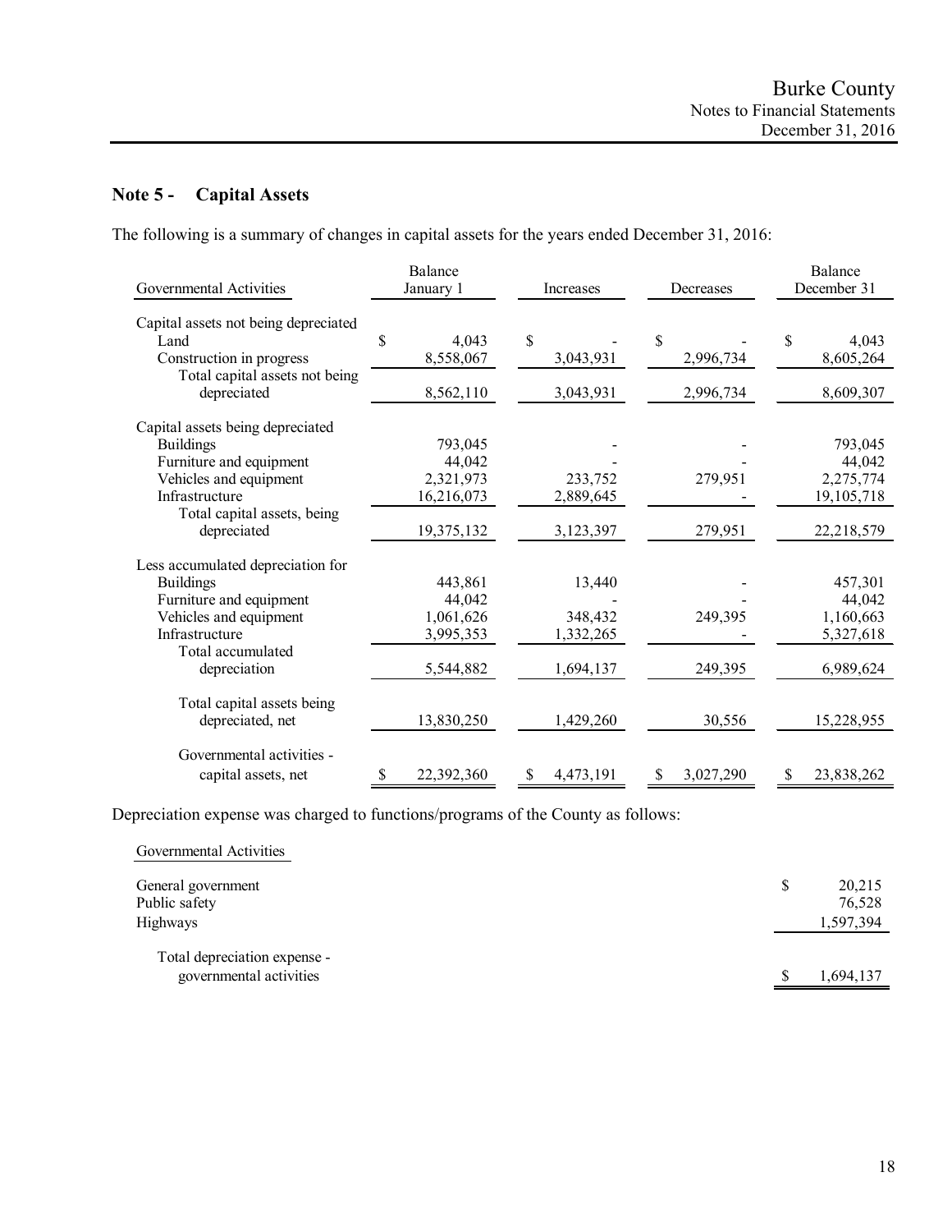## Note 5 - Capital Assets

The following is a summary of changes in capital assets for the years ended December 31, 2016:

| Governmental Activities | Balance January 1 | Increases | Decreases | Balance December 31 |
|---|---|---|---|---|
| Capital assets not being depreciated | | | | |
| Land | $ 4,043 | $ - | $ - | $ 4,043 |
| Construction in progress | 8,558,067 | 3,043,931 | 2,996,734 | 8,605,264 |
| Total capital assets not being depreciated | 8,562,110 | 3,043,931 | 2,996,734 | 8,609,307 |
| Capital assets being depreciated | | | | |
| Buildings | 793,045 | - | - | 793,045 |
| Furniture and equipment | 44,042 | - | - | 44,042 |
| Vehicles and equipment | 2,321,973 | 233,752 | 279,951 | 2,275,774 |
| Infrastructure | 16,216,073 | 2,889,645 | - | 19,105,718 |
| Total capital assets, being depreciated | 19,375,132 | 3,123,397 | 279,951 | 22,218,579 |
| Less accumulated depreciation for | | | | |
| Buildings | 443,861 | 13,440 | - | 457,301 |
| Furniture and equipment | 44,042 | - | - | 44,042 |
| Vehicles and equipment | 1,061,626 | 348,432 | 249,395 | 1,160,663 |
| Infrastructure | 3,995,353 | 1,332,265 | - | 5,327,618 |
| Total accumulated depreciation | 5,544,882 | 1,694,137 | 249,395 | 6,989,624 |
| Total capital assets being depreciated, net | 13,830,250 | 1,429,260 | 30,556 | 15,228,955 |
| Governmental activities - capital assets, net | $ 22,392,360 | $ 4,473,191 | $ 3,027,290 | $ 23,838,262 |

Depreciation expense was charged to functions/programs of the County as follows:

| Governmental Activities | |
|---|---|
| General government | $ 20,215 |
| Public safety | 76,528 |
| Highways | 1,597,394 |
| Total depreciation expense - governmental activities | $ 1,694,137 |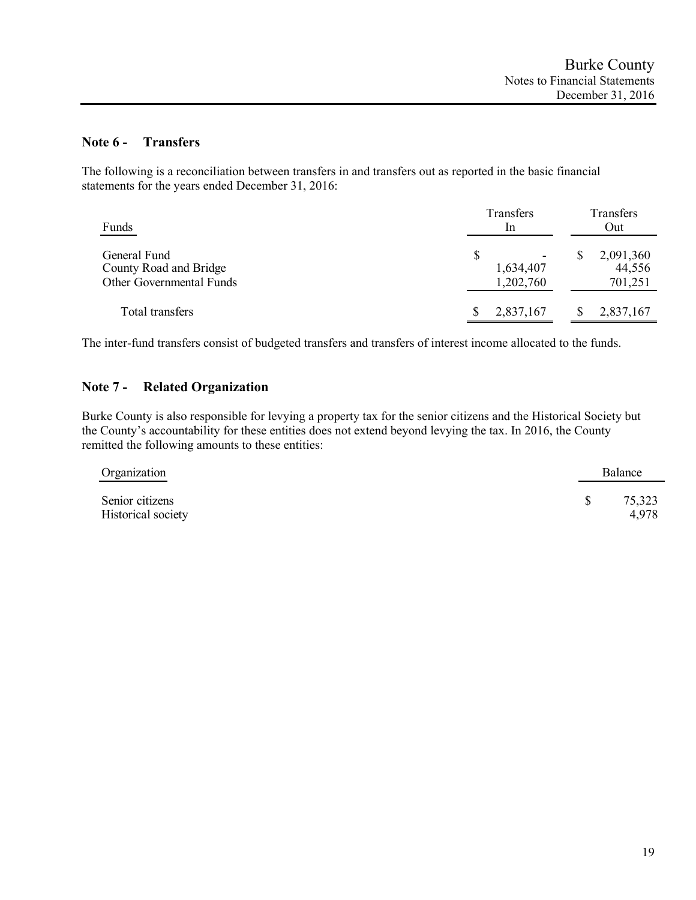## Note 6 - Transfers

The following is a reconciliation between transfers in and transfers out as reported in the basic financial statements for the years ended December 31, 2016:

| Funds | Transfers In | Transfers Out |
|---|---|---|
| General Fund | $ - | $ 2,091,360 |
| County Road and Bridge | 1,634,407 | 44,556 |
| Other Governmental Funds | 1,202,760 | 701,251 |
| Total transfers | $ 2,837,167 | $ 2,837,167 |

The inter-fund transfers consist of budgeted transfers and transfers of interest income allocated to the funds.

## Note 7 - Related Organization

Burke County is also responsible for levying a property tax for the senior citizens and the Historical Society but the County's accountability for these entities does not extend beyond levying the tax. In 2016, the County remitted the following amounts to these entities:

| Organization | Balance |
|---|---|
| Senior citizens | $ 75,323 |
| Historical society | 4,978 |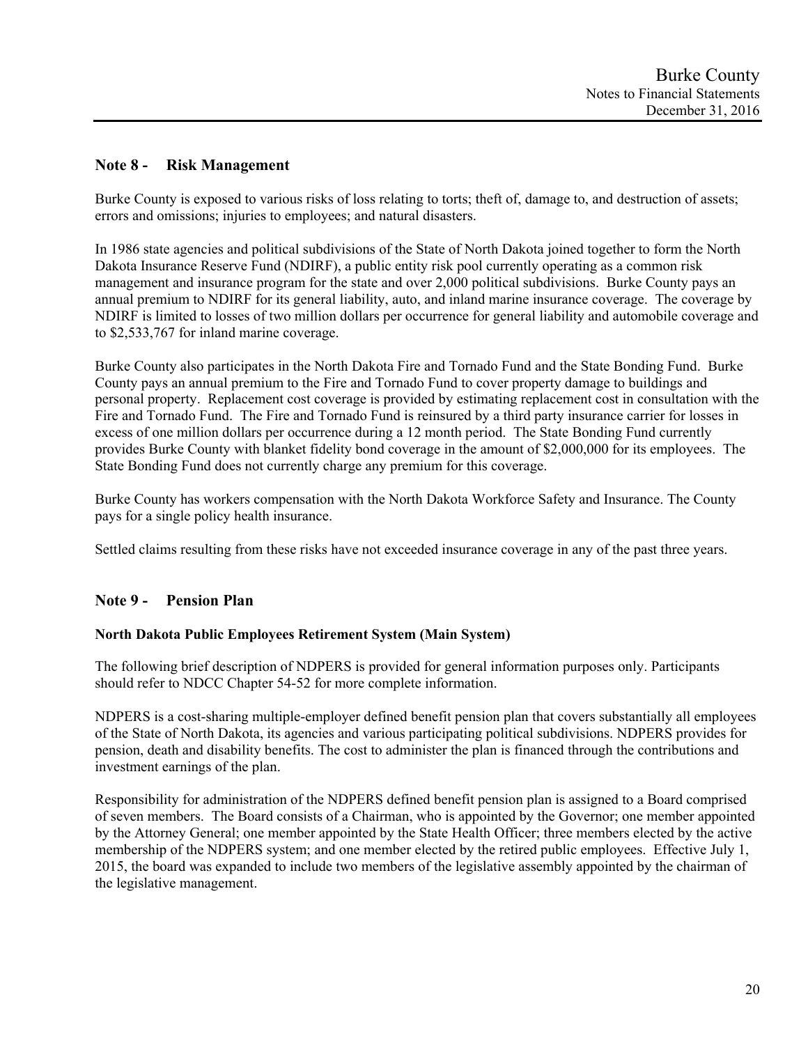## Note 8 - Risk Management

Burke County is exposed to various risks of loss relating to torts; theft of, damage to, and destruction of assets; errors and omissions; injuries to employees; and natural disasters.

In 1986 state agencies and political subdivisions of the State of North Dakota joined together to form the North Dakota Insurance Reserve Fund (NDIRF), a public entity risk pool currently operating as a common risk management and insurance program for the state and over 2,000 political subdivisions. Burke County pays an annual premium to NDIRF for its general liability, auto, and inland marine insurance coverage. The coverage by NDIRF is limited to losses of two million dollars per occurrence for general liability and automobile coverage and to $2,533,767 for inland marine coverage.

Burke County also participates in the North Dakota Fire and Tornado Fund and the State Bonding Fund. Burke County pays an annual premium to the Fire and Tornado Fund to cover property damage to buildings and personal property. Replacement cost coverage is provided by estimating replacement cost in consultation with the Fire and Tornado Fund. The Fire and Tornado Fund is reinsured by a third party insurance carrier for losses in excess of one million dollars per occurrence during a 12 month period. The State Bonding Fund currently provides Burke County with blanket fidelity bond coverage in the amount of $2,000,000 for its employees. The State Bonding Fund does not currently charge any premium for this coverage.

Burke County has workers compensation with the North Dakota Workforce Safety and Insurance. The County pays for a single policy health insurance.

Settled claims resulting from these risks have not exceeded insurance coverage in any of the past three years.

## Note 9 - Pension Plan

**North Dakota Public Employees Retirement System (Main System)**

The following brief description of NDPERS is provided for general information purposes only. Participants should refer to NDCC Chapter 54-52 for more complete information.

NDPERS is a cost-sharing multiple-employer defined benefit pension plan that covers substantially all employees of the State of North Dakota, its agencies and various participating political subdivisions. NDPERS provides for pension, death and disability benefits. The cost to administer the plan is financed through the contributions and investment earnings of the plan.

Responsibility for administration of the NDPERS defined benefit pension plan is assigned to a Board comprised of seven members. The Board consists of a Chairman, who is appointed by the Governor; one member appointed by the Attorney General; one member appointed by the State Health Officer; three members elected by the active membership of the NDPERS system; and one member elected by the retired public employees. Effective July 1, 2015, the board was expanded to include two members of the legislative assembly appointed by the chairman of the legislative management.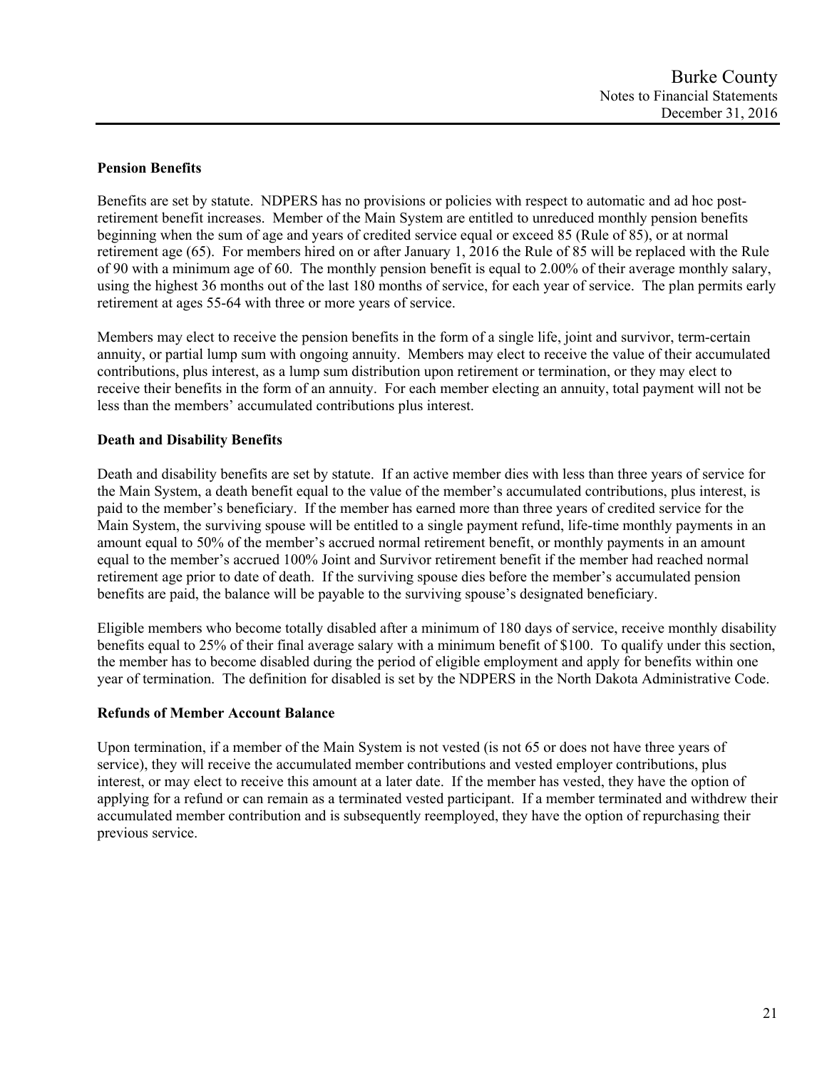### Pension Benefits

Benefits are set by statute. NDPERS has no provisions or policies with respect to automatic and ad hoc post-retirement benefit increases. Member of the Main System are entitled to unreduced monthly pension benefits beginning when the sum of age and years of credited service equal or exceed 85 (Rule of 85), or at normal retirement age (65). For members hired on or after January 1, 2016 the Rule of 85 will be replaced with the Rule of 90 with a minimum age of 60. The monthly pension benefit is equal to 2.00% of their average monthly salary, using the highest 36 months out of the last 180 months of service, for each year of service. The plan permits early retirement at ages 55-64 with three or more years of service.

Members may elect to receive the pension benefits in the form of a single life, joint and survivor, term-certain annuity, or partial lump sum with ongoing annuity. Members may elect to receive the value of their accumulated contributions, plus interest, as a lump sum distribution upon retirement or termination, or they may elect to receive their benefits in the form of an annuity. For each member electing an annuity, total payment will not be less than the members' accumulated contributions plus interest.

### Death and Disability Benefits

Death and disability benefits are set by statute. If an active member dies with less than three years of service for the Main System, a death benefit equal to the value of the member's accumulated contributions, plus interest, is paid to the member's beneficiary. If the member has earned more than three years of credited service for the Main System, the surviving spouse will be entitled to a single payment refund, life-time monthly payments in an amount equal to 50% of the member's accrued normal retirement benefit, or monthly payments in an amount equal to the member's accrued 100% Joint and Survivor retirement benefit if the member had reached normal retirement age prior to date of death. If the surviving spouse dies before the member's accumulated pension benefits are paid, the balance will be payable to the surviving spouse's designated beneficiary.

Eligible members who become totally disabled after a minimum of 180 days of service, receive monthly disability benefits equal to 25% of their final average salary with a minimum benefit of $100. To qualify under this section, the member has to become disabled during the period of eligible employment and apply for benefits within one year of termination. The definition for disabled is set by the NDPERS in the North Dakota Administrative Code.

### Refunds of Member Account Balance

Upon termination, if a member of the Main System is not vested (is not 65 or does not have three years of service), they will receive the accumulated member contributions and vested employer contributions, plus interest, or may elect to receive this amount at a later date. If the member has vested, they have the option of applying for a refund or can remain as a terminated vested participant. If a member terminated and withdrew their accumulated member contribution and is subsequently reemployed, they have the option of repurchasing their previous service.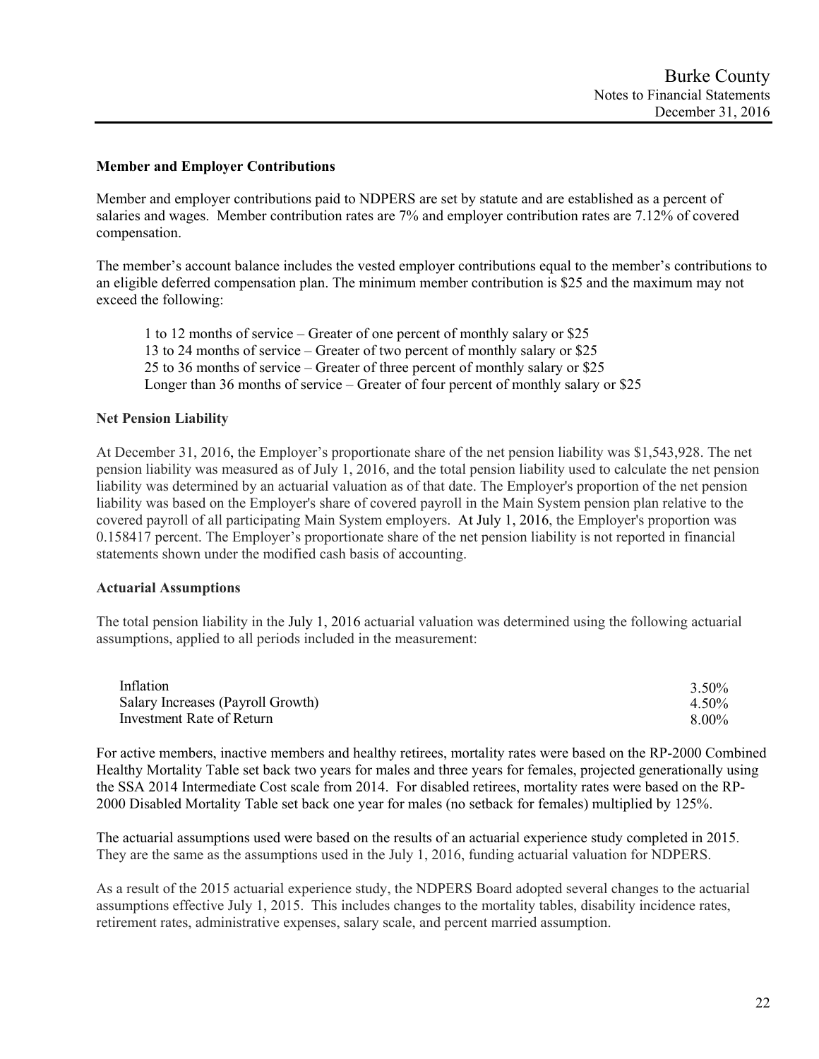## Member and Employer Contributions

Member and employer contributions paid to NDPERS are set by statute and are established as a percent of salaries and wages. Member contribution rates are 7% and employer contribution rates are 7.12% of covered compensation.

The member's account balance includes the vested employer contributions equal to the member's contributions to an eligible deferred compensation plan. The minimum member contribution is $25 and the maximum may not exceed the following:

1 to 12 months of service – Greater of one percent of monthly salary or $25
13 to 24 months of service – Greater of two percent of monthly salary or $25
25 to 36 months of service – Greater of three percent of monthly salary or $25
Longer than 36 months of service – Greater of four percent of monthly salary or $25

## Net Pension Liability

At December 31, 2016, the Employer's proportionate share of the net pension liability was $1,543,928. The net pension liability was measured as of July 1, 2016, and the total pension liability used to calculate the net pension liability was determined by an actuarial valuation as of that date. The Employer's proportion of the net pension liability was based on the Employer's share of covered payroll in the Main System pension plan relative to the covered payroll of all participating Main System employers. At July 1, 2016, the Employer's proportion was 0.158417 percent. The Employer's proportionate share of the net pension liability is not reported in financial statements shown under the modified cash basis of accounting.

## Actuarial Assumptions

The total pension liability in the July 1, 2016 actuarial valuation was determined using the following actuarial assumptions, applied to all periods included in the measurement:

| | |
|---|---|
| Inflation | 3.50% |
| Salary Increases (Payroll Growth) | 4.50% |
| Investment Rate of Return | 8.00% |

For active members, inactive members and healthy retirees, mortality rates were based on the RP-2000 Combined Healthy Mortality Table set back two years for males and three years for females, projected generationally using the SSA 2014 Intermediate Cost scale from 2014. For disabled retirees, mortality rates were based on the RP-2000 Disabled Mortality Table set back one year for males (no setback for females) multiplied by 125%.

The actuarial assumptions used were based on the results of an actuarial experience study completed in 2015. They are the same as the assumptions used in the July 1, 2016, funding actuarial valuation for NDPERS.

As a result of the 2015 actuarial experience study, the NDPERS Board adopted several changes to the actuarial assumptions effective July 1, 2015. This includes changes to the mortality tables, disability incidence rates, retirement rates, administrative expenses, salary scale, and percent married assumption.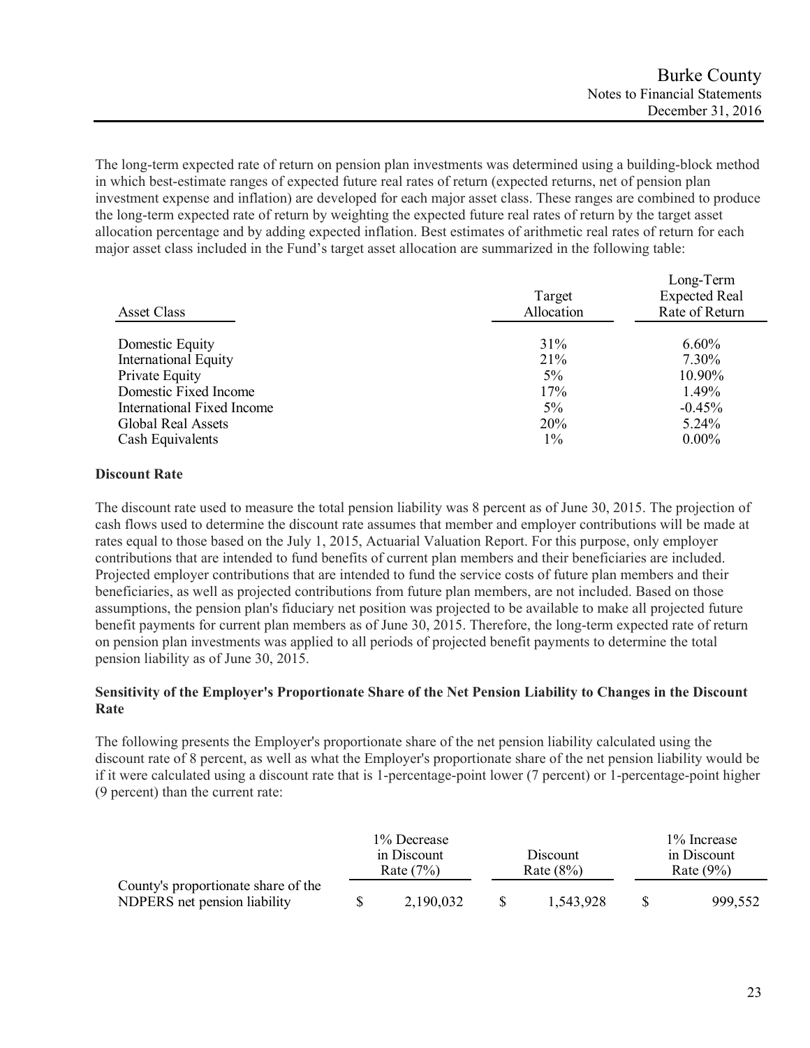The long-term expected rate of return on pension plan investments was determined using a building-block method in which best-estimate ranges of expected future real rates of return (expected returns, net of pension plan investment expense and inflation) are developed for each major asset class. These ranges are combined to produce the long-term expected rate of return by weighting the expected future real rates of return by the target asset allocation percentage and by adding expected inflation. Best estimates of arithmetic real rates of return for each major asset class included in the Fund's target asset allocation are summarized in the following table:

| Asset Class | Target Allocation | Long-Term Expected Real Rate of Return |
|---|---|---|
| Domestic Equity | 31% | 6.60% |
| International Equity | 21% | 7.30% |
| Private Equity | 5% | 10.90% |
| Domestic Fixed Income | 17% | 1.49% |
| International Fixed Income | 5% | -0.45% |
| Global Real Assets | 20% | 5.24% |
| Cash Equivalents | 1% | 0.00% |

**Discount Rate**

The discount rate used to measure the total pension liability was 8 percent as of June 30, 2015. The projection of cash flows used to determine the discount rate assumes that member and employer contributions will be made at rates equal to those based on the July 1, 2015, Actuarial Valuation Report. For this purpose, only employer contributions that are intended to fund benefits of current plan members and their beneficiaries are included. Projected employer contributions that are intended to fund the service costs of future plan members and their beneficiaries, as well as projected contributions from future plan members, are not included. Based on those assumptions, the pension plan's fiduciary net position was projected to be available to make all projected future benefit payments for current plan members as of June 30, 2015. Therefore, the long-term expected rate of return on pension plan investments was applied to all periods of projected benefit payments to determine the total pension liability as of June 30, 2015.

**Sensitivity of the Employer's Proportionate Share of the Net Pension Liability to Changes in the Discount Rate**

The following presents the Employer's proportionate share of the net pension liability calculated using the discount rate of 8 percent, as well as what the Employer's proportionate share of the net pension liability would be if it were calculated using a discount rate that is 1-percentage-point lower (7 percent) or 1-percentage-point higher (9 percent) than the current rate:

| | 1% Decrease in Discount Rate (7%) | Discount Rate (8%) | 1% Increase in Discount Rate (9%) |
|---|---|---|---|
| County's proportionate share of the NDPERS net pension liability | $ 2,190,032 | $ 1,543,928 | $ 999,552 |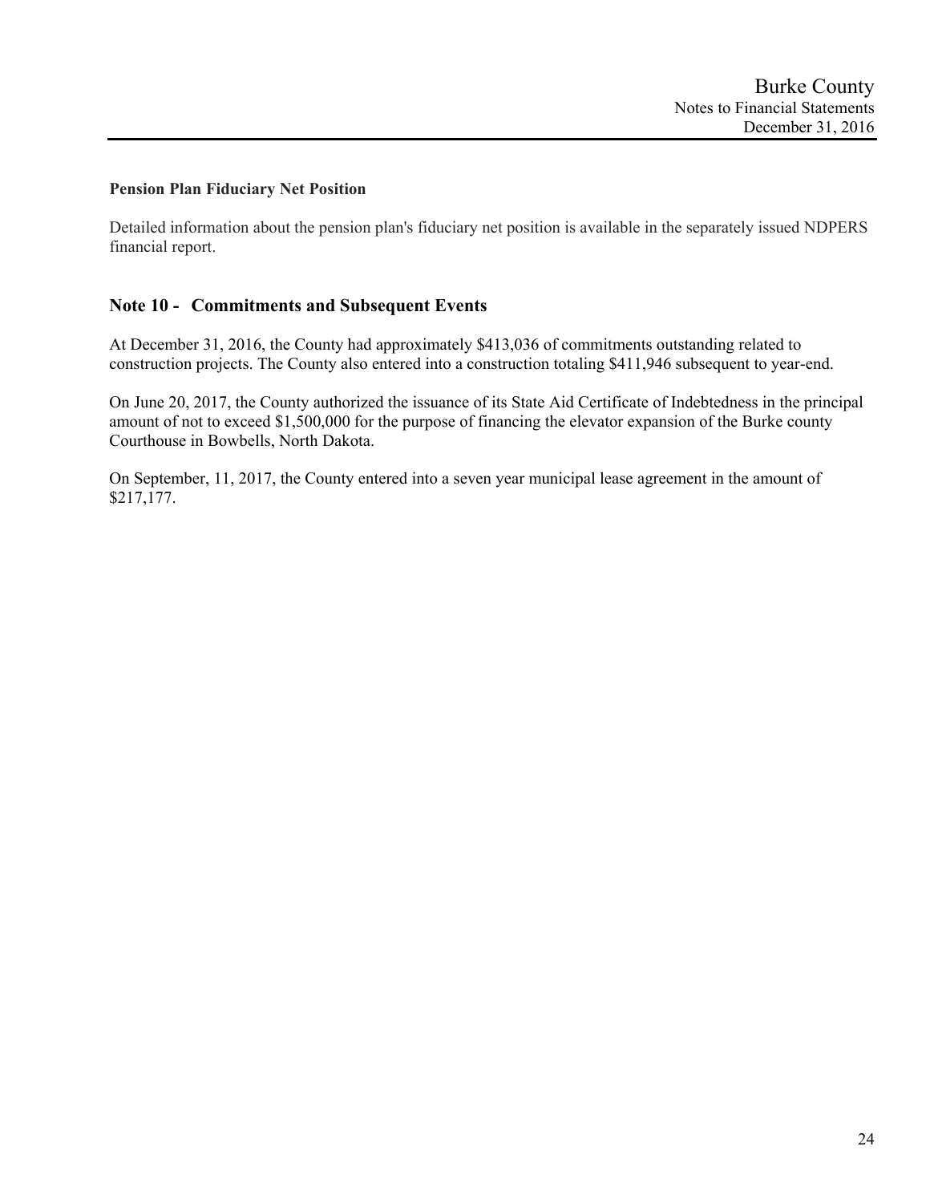### Pension Plan Fiduciary Net Position

Detailed information about the pension plan's fiduciary net position is available in the separately issued NDPERS financial report.

## Note 10 - Commitments and Subsequent Events

At December 31, 2016, the County had approximately $413,036 of commitments outstanding related to construction projects. The County also entered into a construction totaling $411,946 subsequent to year-end.

On June 20, 2017, the County authorized the issuance of its State Aid Certificate of Indebtedness in the principal amount of not to exceed $1,500,000 for the purpose of financing the elevator expansion of the Burke county Courthouse in Bowbells, North Dakota.

On September, 11, 2017, the County entered into a seven year municipal lease agreement in the amount of $217,177.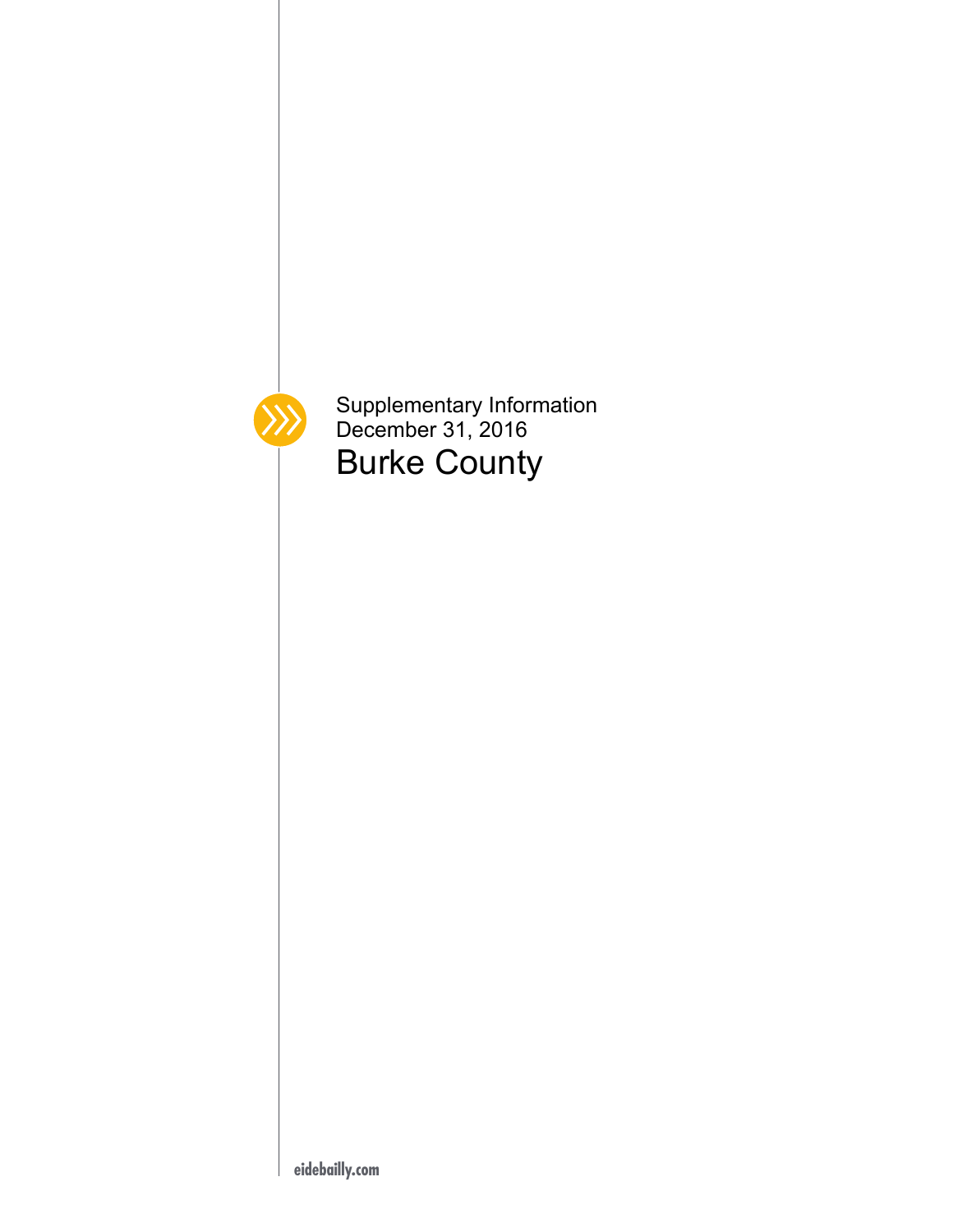Supplementary Information
December 31, 2016

# Burke County

eidebailly.com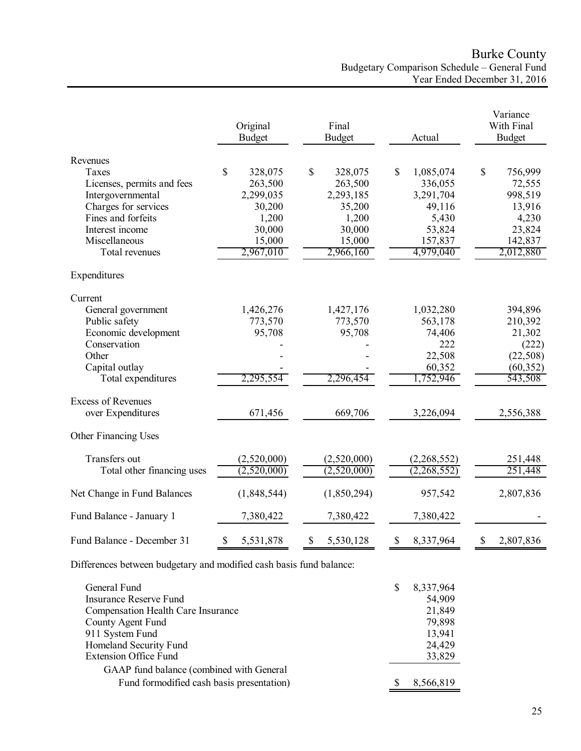# Burke County

## Budgetary Comparison Schedule – General Fund

### Year Ended December 31, 2016

| | Original Budget | Final Budget | Actual | Variance With Final Budget |
|---|---|---|---|---|
| **Revenues** | | | | |
| Taxes | $ 328,075 | $ 328,075 | $ 1,085,074 | $ 756,999 |
| Licenses, permits and fees | 263,500 | 263,500 | 336,055 | 72,555 |
| Intergovernmental | 2,299,035 | 2,293,185 | 3,291,704 | 998,519 |
| Charges for services | 30,200 | 35,200 | 49,116 | 13,916 |
| Fines and forfeits | 1,200 | 1,200 | 5,430 | 4,230 |
| Interest income | 30,000 | 30,000 | 53,824 | 23,824 |
| Miscellaneous | 15,000 | 15,000 | 157,837 | 142,837 |
| Total revenues | 2,967,010 | 2,966,160 | 4,979,040 | 2,012,880 |
| **Expenditures** | | | | |
| Current | | | | |
| General government | 1,426,276 | 1,427,176 | 1,032,280 | 394,896 |
| Public safety | 773,570 | 773,570 | 563,178 | 210,392 |
| Economic development | 95,708 | 95,708 | 74,406 | 21,302 |
| Conservation | - | - | 222 | (222) |
| Other | - | - | 22,508 | (22,508) |
| Capital outlay | - | - | 60,352 | (60,352) |
| Total expenditures | 2,295,554 | 2,296,454 | 1,752,946 | 543,508 |
| **Excess of Revenues over Expenditures** | 671,456 | 669,706 | 3,226,094 | 2,556,388 |
| **Other Financing Uses** | | | | |
| Transfers out | (2,520,000) | (2,520,000) | (2,268,552) | 251,448 |
| Total other financing uses | (2,520,000) | (2,520,000) | (2,268,552) | 251,448 |
| **Net Change in Fund Balances** | (1,848,544) | (1,850,294) | 957,542 | 2,807,836 |
| **Fund Balance - January 1** | 7,380,422 | 7,380,422 | 7,380,422 | - |
| **Fund Balance - December 31** | $ 5,531,878 | $ 5,530,128 | $ 8,337,964 | $ 2,807,836 |

Differences between budgetary and modified cash basis fund balance:

| | |
|---|---|
| General Fund | $ 8,337,964 |
| Insurance Reserve Fund | 54,909 |
| Compensation Health Care Insurance | 21,849 |
| County Agent Fund | 79,898 |
| 911 System Fund | 13,941 |
| Homeland Security Fund | 24,429 |
| Extension Office Fund | 33,829 |
| GAAP fund balance (combined with General Fund formodified cash basis presentation) | $ 8,566,819 |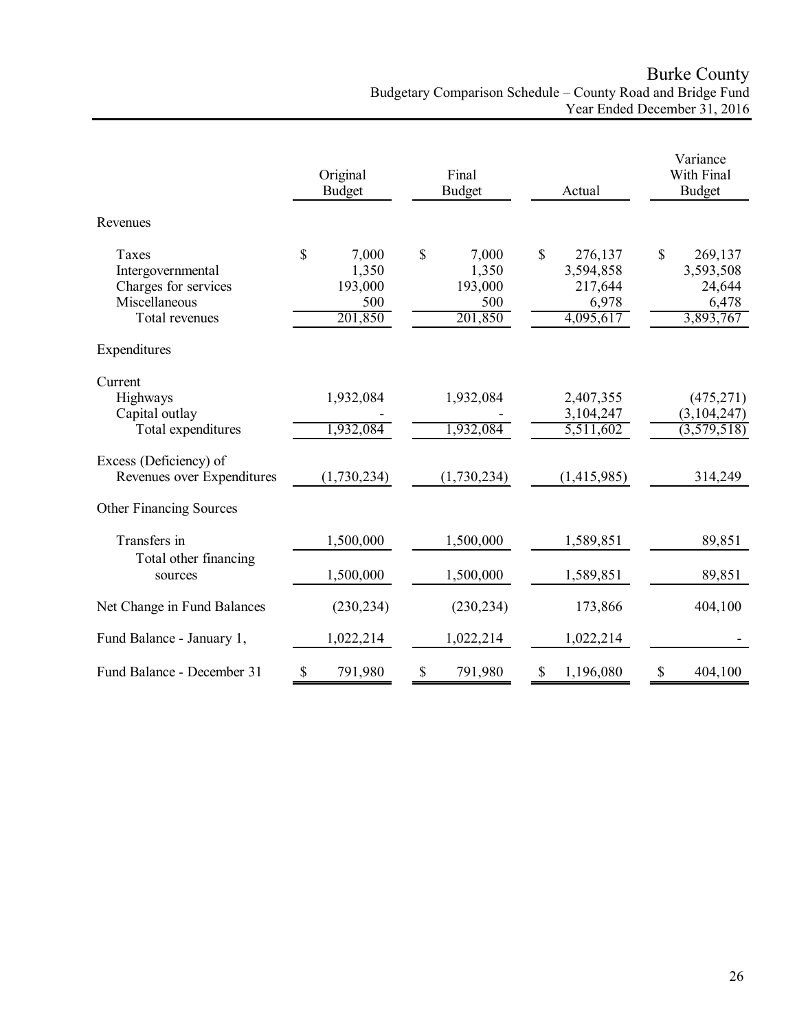# Burke County

## Budgetary Comparison Schedule – County Road and Bridge Fund

### Year Ended December 31, 2016

| | Original Budget | Final Budget | Actual | Variance With Final Budget |
|---|---|---|---|---|
| **Revenues** | | | | |
| Taxes | $ 7,000 | $ 7,000 | $ 276,137 | $ 269,137 |
| Intergovernmental | 1,350 | 1,350 | 3,594,858 | 3,593,508 |
| Charges for services | 193,000 | 193,000 | 217,644 | 24,644 |
| Miscellaneous | 500 | 500 | 6,978 | 6,478 |
| Total revenues | 201,850 | 201,850 | 4,095,617 | 3,893,767 |
| **Expenditures** | | | | |
| Current | | | | |
| Highways | 1,932,084 | 1,932,084 | 2,407,355 | (475,271) |
| Capital outlay | - | - | 3,104,247 | (3,104,247) |
| Total expenditures | 1,932,084 | 1,932,084 | 5,511,602 | (3,579,518) |
| Excess (Deficiency) of Revenues over Expenditures | (1,730,234) | (1,730,234) | (1,415,985) | 314,249 |
| **Other Financing Sources** | | | | |
| Transfers in | 1,500,000 | 1,500,000 | 1,589,851 | 89,851 |
| Total other financing sources | 1,500,000 | 1,500,000 | 1,589,851 | 89,851 |
| Net Change in Fund Balances | (230,234) | (230,234) | 173,866 | 404,100 |
| Fund Balance - January 1, | 1,022,214 | 1,022,214 | 1,022,214 | - |
| Fund Balance - December 31 | $ 791,980 | $ 791,980 | $ 1,196,080 | $ 404,100 |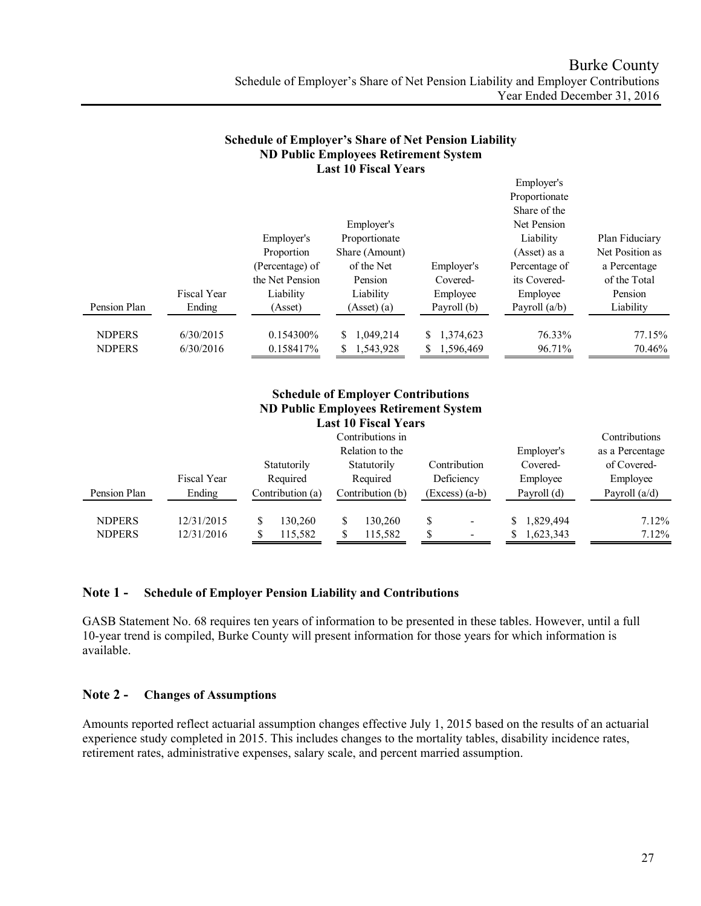# Burke County
## Schedule of Employer's Share of Net Pension Liability and Employer Contributions
### Year Ended December 31, 2016

**Schedule of Employer's Share of Net Pension Liability**
**ND Public Employees Retirement System**
**Last 10 Fiscal Years**

| Pension Plan | Fiscal Year Ending | Employer's Proportion (Percentage) of the Net Pension Liability (Asset) | Employer's Proportionate Share (Amount) of the Net Pension Liability (Asset) (a) | Employer's Covered-Employee Payroll (b) | Employer's Proportionate Share of the Net Pension Liability (Asset) as a Percentage of its Covered-Employee Payroll (a/b) | Plan Fiduciary Net Position as a Percentage of the Total Pension Liability |
|---|---|---|---|---|---|---|
| NDPERS | 6/30/2015 | 0.154300% | $ 1,049,214 | $ 1,374,623 | 76.33% | 77.15% |
| NDPERS | 6/30/2016 | 0.158417% | $ 1,543,928 | $ 1,596,469 | 96.71% | 70.46% |

**Schedule of Employer Contributions**
**ND Public Employees Retirement System**
**Last 10 Fiscal Years**

| Pension Plan | Fiscal Year Ending | Statutorily Required Contribution (a) | Contributions in Relation to the Statutorily Required Contribution (b) | Contribution Deficiency (Excess) (a-b) | Employer's Covered-Employee Payroll (d) | Contributions as a Percentage of Covered-Employee Payroll (a/d) |
|---|---|---|---|---|---|---|
| NDPERS | 12/31/2015 | $ 130,260 | $ 130,260 | $ - | $ 1,829,494 | 7.12% |
| NDPERS | 12/31/2016 | $ 115,582 | $ 115,582 | $ - | $ 1,623,343 | 7.12% |

## Note 1 - Schedule of Employer Pension Liability and Contributions

GASB Statement No. 68 requires ten years of information to be presented in these tables. However, until a full 10-year trend is compiled, Burke County will present information for those years for which information is available.

## Note 2 - Changes of Assumptions

Amounts reported reflect actuarial assumption changes effective July 1, 2015 based on the results of an actuarial experience study completed in 2015. This includes changes to the mortality tables, disability incidence rates, retirement rates, administrative expenses, salary scale, and percent married assumption.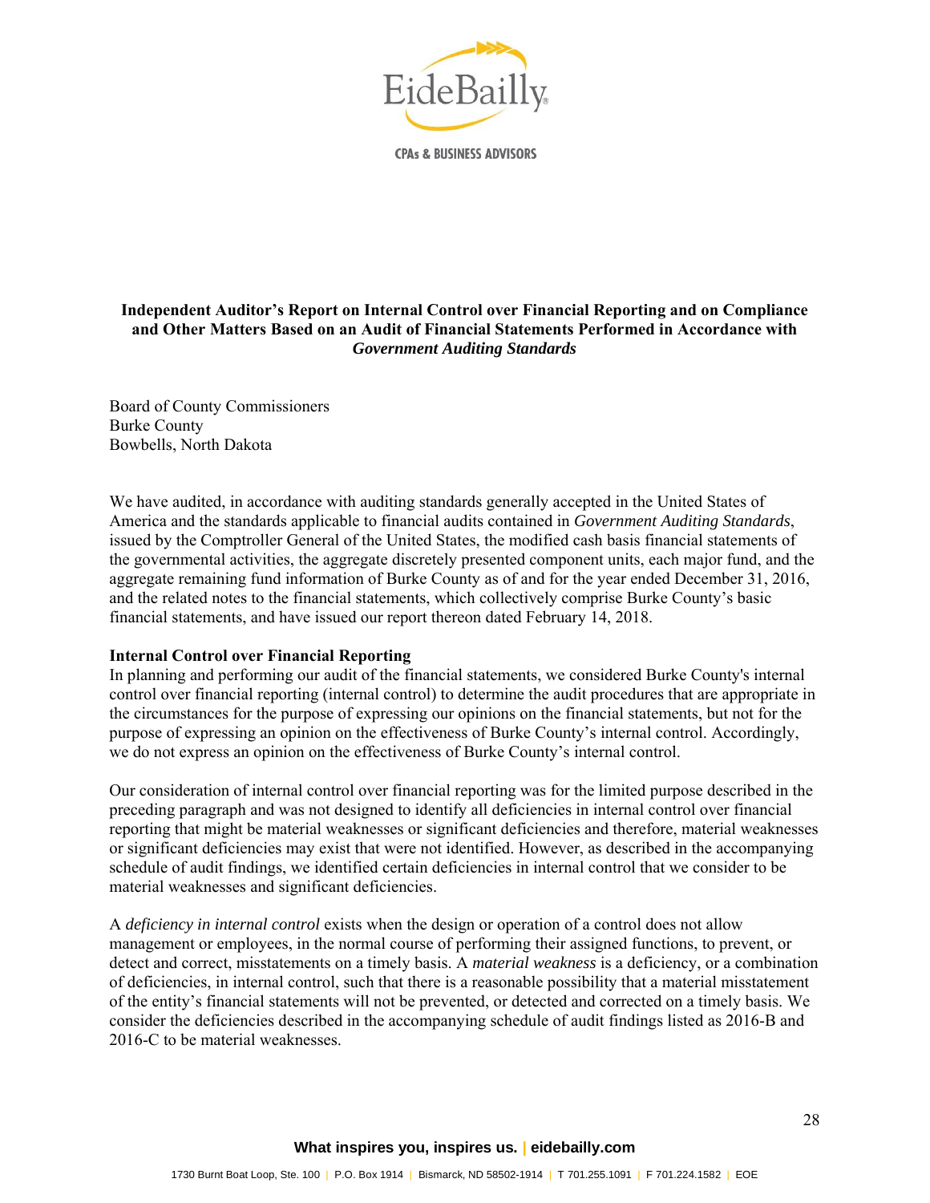EideBailly

CPAs & BUSINESS ADVISORS

## Independent Auditor's Report on Internal Control over Financial Reporting and on Compliance and Other Matters Based on an Audit of Financial Statements Performed in Accordance with *Government Auditing Standards*

Board of County Commissioners
Burke County
Bowbells, North Dakota

We have audited, in accordance with auditing standards generally accepted in the United States of America and the standards applicable to financial audits contained in *Government Auditing Standards*, issued by the Comptroller General of the United States, the modified cash basis financial statements of the governmental activities, the aggregate discretely presented component units, each major fund, and the aggregate remaining fund information of Burke County as of and for the year ended December 31, 2016, and the related notes to the financial statements, which collectively comprise Burke County's basic financial statements, and have issued our report thereon dated February 14, 2018.

**Internal Control over Financial Reporting**
In planning and performing our audit of the financial statements, we considered Burke County's internal control over financial reporting (internal control) to determine the audit procedures that are appropriate in the circumstances for the purpose of expressing our opinions on the financial statements, but not for the purpose of expressing an opinion on the effectiveness of Burke County's internal control. Accordingly, we do not express an opinion on the effectiveness of Burke County's internal control.

Our consideration of internal control over financial reporting was for the limited purpose described in the preceding paragraph and was not designed to identify all deficiencies in internal control over financial reporting that might be material weaknesses or significant deficiencies and therefore, material weaknesses or significant deficiencies may exist that were not identified. However, as described in the accompanying schedule of audit findings, we identified certain deficiencies in internal control that we consider to be material weaknesses and significant deficiencies.

A *deficiency in internal control* exists when the design or operation of a control does not allow management or employees, in the normal course of performing their assigned functions, to prevent, or detect and correct, misstatements on a timely basis. A *material weakness* is a deficiency, or a combination of deficiencies, in internal control, such that there is a reasonable possibility that a material misstatement of the entity's financial statements will not be prevented, or detected and corrected on a timely basis. We consider the deficiencies described in the accompanying schedule of audit findings listed as 2016-B and 2016-C to be material weaknesses.

**What inspires you, inspires us.** | **eidebailly.com**

1730 Burnt Boat Loop, Ste. 100 | P.O. Box 1914 | Bismarck, ND 58502-1914 | T 701.255.1091 | F 701.224.1582 | EOE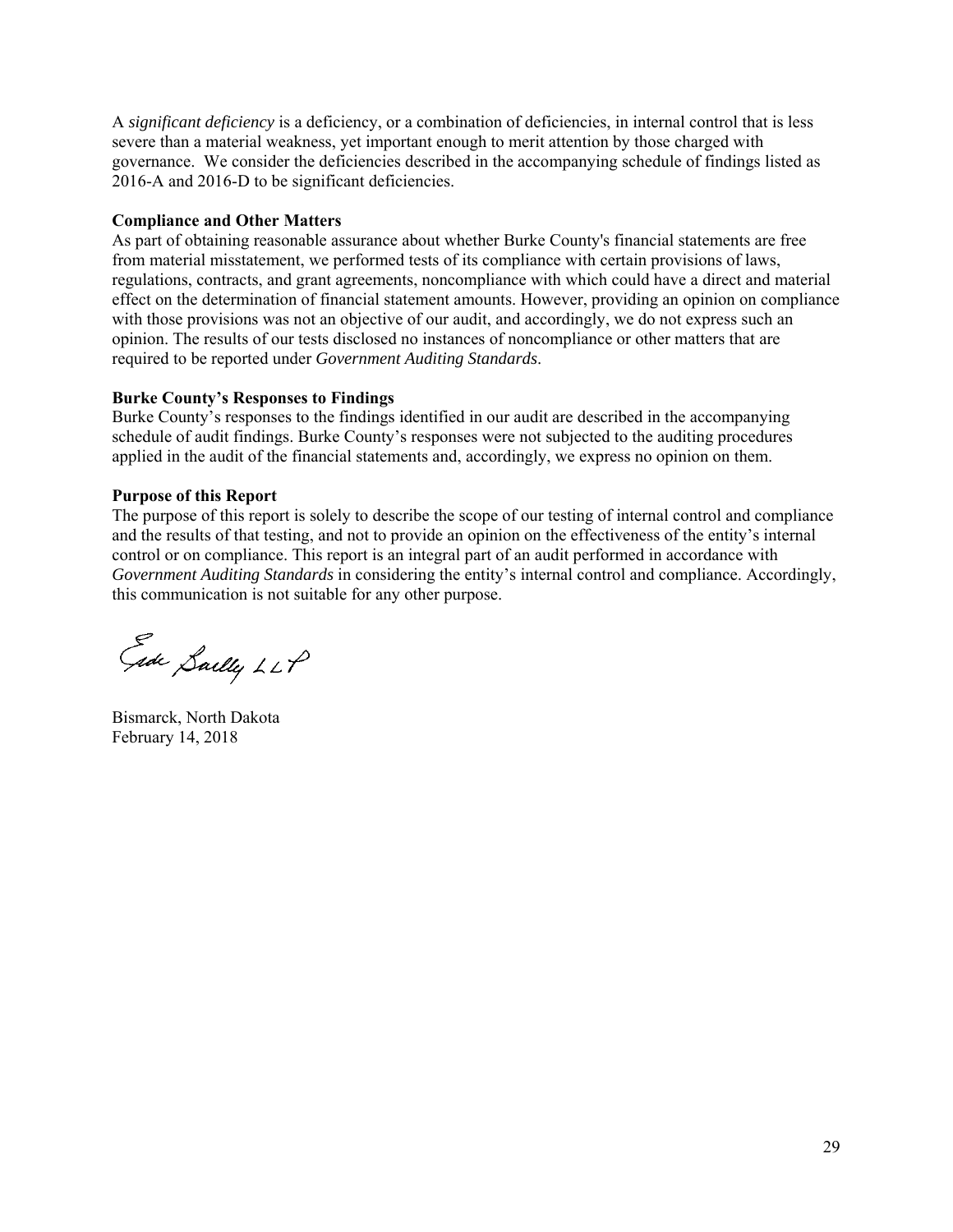A *significant deficiency* is a deficiency, or a combination of deficiencies, in internal control that is less severe than a material weakness, yet important enough to merit attention by those charged with governance. We consider the deficiencies described in the accompanying schedule of findings listed as 2016-A and 2016-D to be significant deficiencies.

**Compliance and Other Matters**

As part of obtaining reasonable assurance about whether Burke County's financial statements are free from material misstatement, we performed tests of its compliance with certain provisions of laws, regulations, contracts, and grant agreements, noncompliance with which could have a direct and material effect on the determination of financial statement amounts. However, providing an opinion on compliance with those provisions was not an objective of our audit, and accordingly, we do not express such an opinion. The results of our tests disclosed no instances of noncompliance or other matters that are required to be reported under *Government Auditing Standards*.

**Burke County's Responses to Findings**

Burke County's responses to the findings identified in our audit are described in the accompanying schedule of audit findings. Burke County's responses were not subjected to the auditing procedures applied in the audit of the financial statements and, accordingly, we express no opinion on them.

**Purpose of this Report**

The purpose of this report is solely to describe the scope of our testing of internal control and compliance and the results of that testing, and not to provide an opinion on the effectiveness of the entity's internal control or on compliance. This report is an integral part of an audit performed in accordance with *Government Auditing Standards* in considering the entity's internal control and compliance. Accordingly, this communication is not suitable for any other purpose.

Eide Bailly LLP

Bismarck, North Dakota
February 14, 2018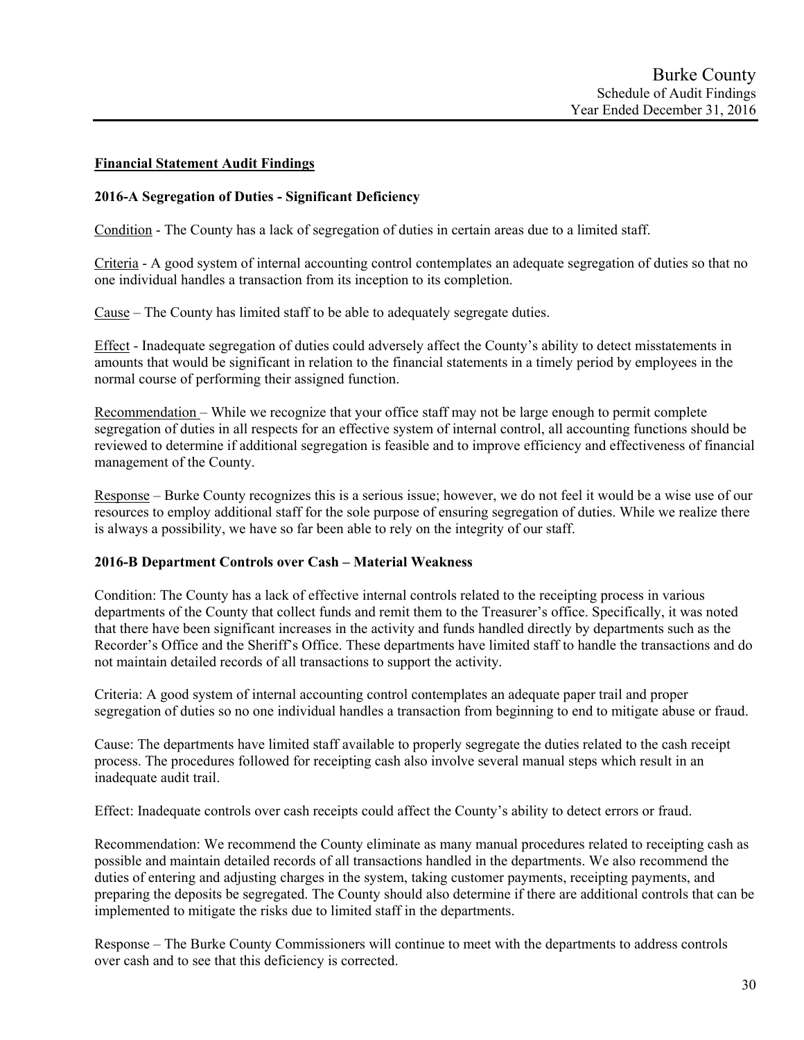## Financial Statement Audit Findings

### 2016-A Segregation of Duties - Significant Deficiency

Condition - The County has a lack of segregation of duties in certain areas due to a limited staff.

Criteria - A good system of internal accounting control contemplates an adequate segregation of duties so that no one individual handles a transaction from its inception to its completion.

Cause – The County has limited staff to be able to adequately segregate duties.

Effect - Inadequate segregation of duties could adversely affect the County's ability to detect misstatements in amounts that would be significant in relation to the financial statements in a timely period by employees in the normal course of performing their assigned function.

Recommendation – While we recognize that your office staff may not be large enough to permit complete segregation of duties in all respects for an effective system of internal control, all accounting functions should be reviewed to determine if additional segregation is feasible and to improve efficiency and effectiveness of financial management of the County.

Response – Burke County recognizes this is a serious issue; however, we do not feel it would be a wise use of our resources to employ additional staff for the sole purpose of ensuring segregation of duties. While we realize there is always a possibility, we have so far been able to rely on the integrity of our staff.

### 2016-B Department Controls over Cash – Material Weakness

Condition: The County has a lack of effective internal controls related to the receipting process in various departments of the County that collect funds and remit them to the Treasurer's office. Specifically, it was noted that there have been significant increases in the activity and funds handled directly by departments such as the Recorder's Office and the Sheriff's Office. These departments have limited staff to handle the transactions and do not maintain detailed records of all transactions to support the activity.

Criteria: A good system of internal accounting control contemplates an adequate paper trail and proper segregation of duties so no one individual handles a transaction from beginning to end to mitigate abuse or fraud.

Cause: The departments have limited staff available to properly segregate the duties related to the cash receipt process. The procedures followed for receipting cash also involve several manual steps which result in an inadequate audit trail.

Effect: Inadequate controls over cash receipts could affect the County's ability to detect errors or fraud.

Recommendation: We recommend the County eliminate as many manual procedures related to receipting cash as possible and maintain detailed records of all transactions handled in the departments. We also recommend the duties of entering and adjusting charges in the system, taking customer payments, receipting payments, and preparing the deposits be segregated. The County should also determine if there are additional controls that can be implemented to mitigate the risks due to limited staff in the departments.

Response – The Burke County Commissioners will continue to meet with the departments to address controls over cash and to see that this deficiency is corrected.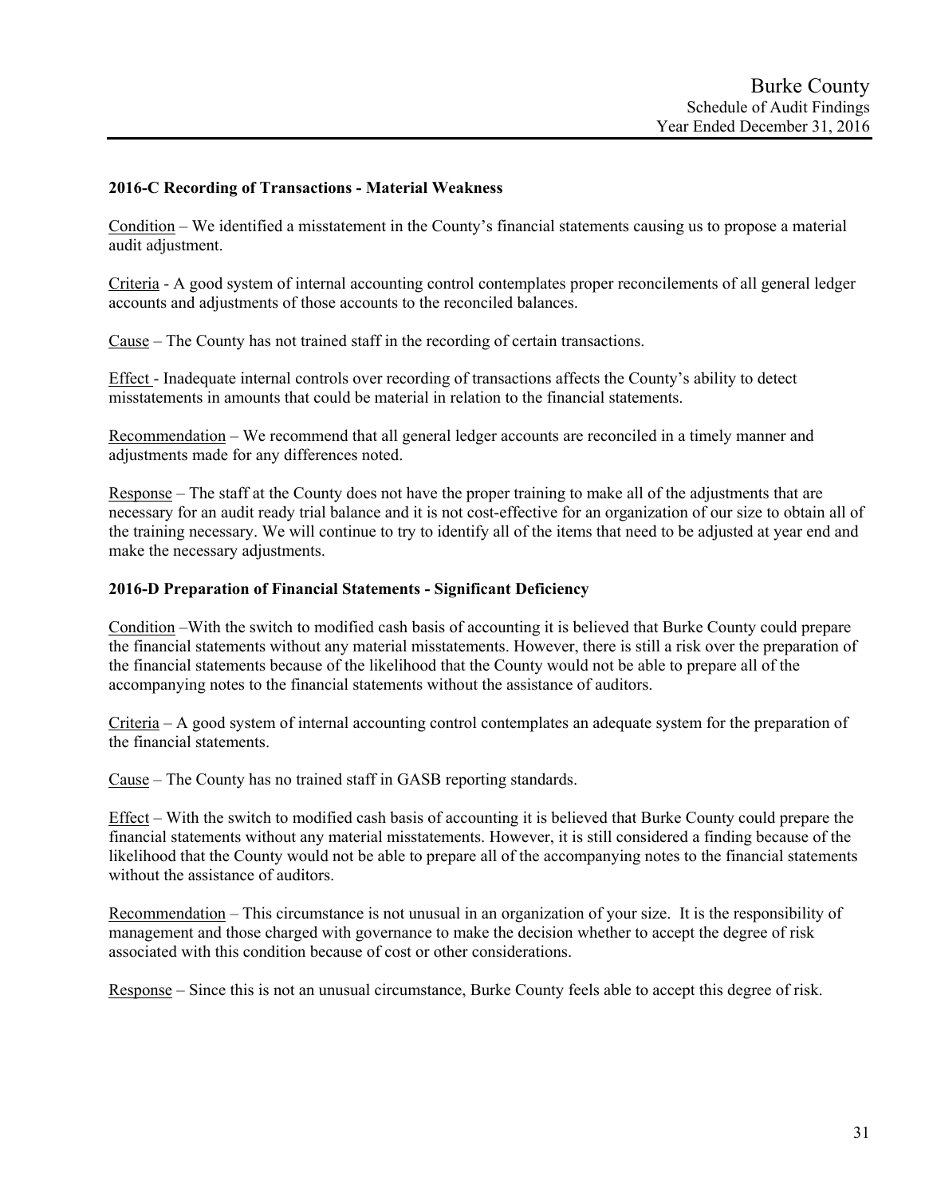**2016-C Recording of Transactions - Material Weakness**

Condition – We identified a misstatement in the County's financial statements causing us to propose a material audit adjustment.

Criteria - A good system of internal accounting control contemplates proper reconcilements of all general ledger accounts and adjustments of those accounts to the reconciled balances.

Cause – The County has not trained staff in the recording of certain transactions.

Effect - Inadequate internal controls over recording of transactions affects the County's ability to detect misstatements in amounts that could be material in relation to the financial statements.

Recommendation – We recommend that all general ledger accounts are reconciled in a timely manner and adjustments made for any differences noted.

Response – The staff at the County does not have the proper training to make all of the adjustments that are necessary for an audit ready trial balance and it is not cost-effective for an organization of our size to obtain all of the training necessary. We will continue to try to identify all of the items that need to be adjusted at year end and make the necessary adjustments.

**2016-D Preparation of Financial Statements - Significant Deficiency**

Condition –With the switch to modified cash basis of accounting it is believed that Burke County could prepare the financial statements without any material misstatements. However, there is still a risk over the preparation of the financial statements because of the likelihood that the County would not be able to prepare all of the accompanying notes to the financial statements without the assistance of auditors.

Criteria – A good system of internal accounting control contemplates an adequate system for the preparation of the financial statements.

Cause – The County has no trained staff in GASB reporting standards.

Effect – With the switch to modified cash basis of accounting it is believed that Burke County could prepare the financial statements without any material misstatements. However, it is still considered a finding because of the likelihood that the County would not be able to prepare all of the accompanying notes to the financial statements without the assistance of auditors.

Recommendation – This circumstance is not unusual in an organization of your size. It is the responsibility of management and those charged with governance to make the decision whether to accept the degree of risk associated with this condition because of cost or other considerations.

Response – Since this is not an unusual circumstance, Burke County feels able to accept this degree of risk.